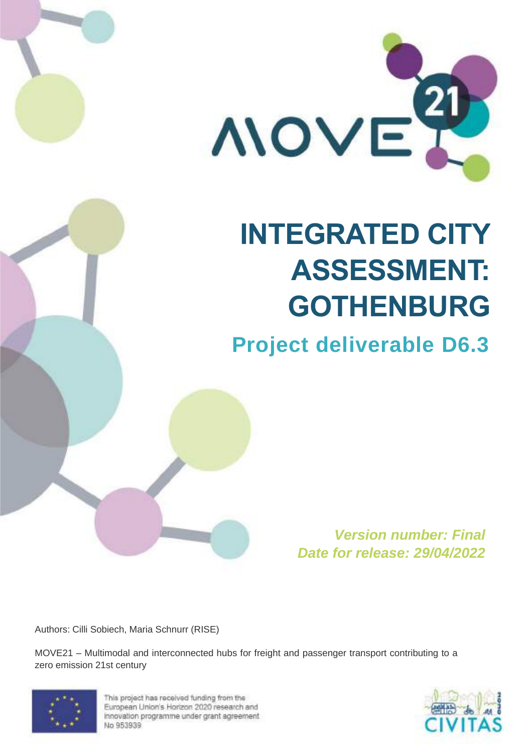# INTEGRATED CITY ASSESSMENT: GOTHENBURG

## Project deliverable D6.3

***Version number: Final***
***Date for release: 29/04/2022***

Authors: Cilli Sobiech, Maria Schnurr (RISE)

MOVE21 – Multimodal and interconnected hubs for freight and passenger transport contributing to a zero emission 21st century

This project has received funding from the European Union's Horizon 2020 research and innovation programme under grant agreement No 953939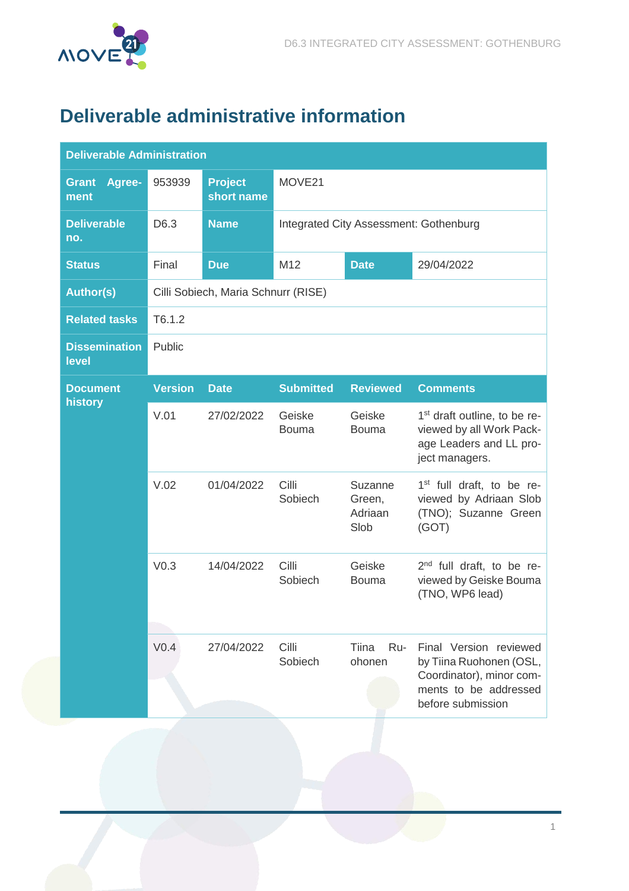# Deliverable administrative information

| Deliverable Administration | | | | | |
|---|---|---|---|---|---|
| **Grant Agreement** | 953939 | **Project short name** | MOVE21 | | |
| **Deliverable no.** | D6.3 | **Name** | Integrated City Assessment: Gothenburg | | |
| **Status** | Final | **Due** | M12 | **Date** | 29/04/2022 |
| **Author(s)** | Cilli Sobiech, Maria Schnurr (RISE) | | | | |
| **Related tasks** | T6.1.2 | | | | |
| **Dissemination level** | Public | | | | |
| **Document history** | **Version** | **Date** | **Submitted** | **Reviewed** | **Comments** |
| | V.01 | 27/02/2022 | Geiske Bouma | Geiske Bouma | 1st draft outline, to be reviewed by all Work Package Leaders and LL project managers. |
| | V.02 | 01/04/2022 | Cilli Sobiech | Suzanne Green, Adriaan Slob | 1st full draft, to be reviewed by Adriaan Slob (TNO); Suzanne Green (GOT) |
| | V0.3 | 14/04/2022 | Cilli Sobiech | Geiske Bouma | 2nd full draft, to be reviewed by Geiske Bouma (TNO, WP6 lead) |
| | V0.4 | 27/04/2022 | Cilli Sobiech | Tiina Ruohonen | Final Version reviewed by Tiina Ruohonen (OSL, Coordinator), minor comments to be addressed before submission |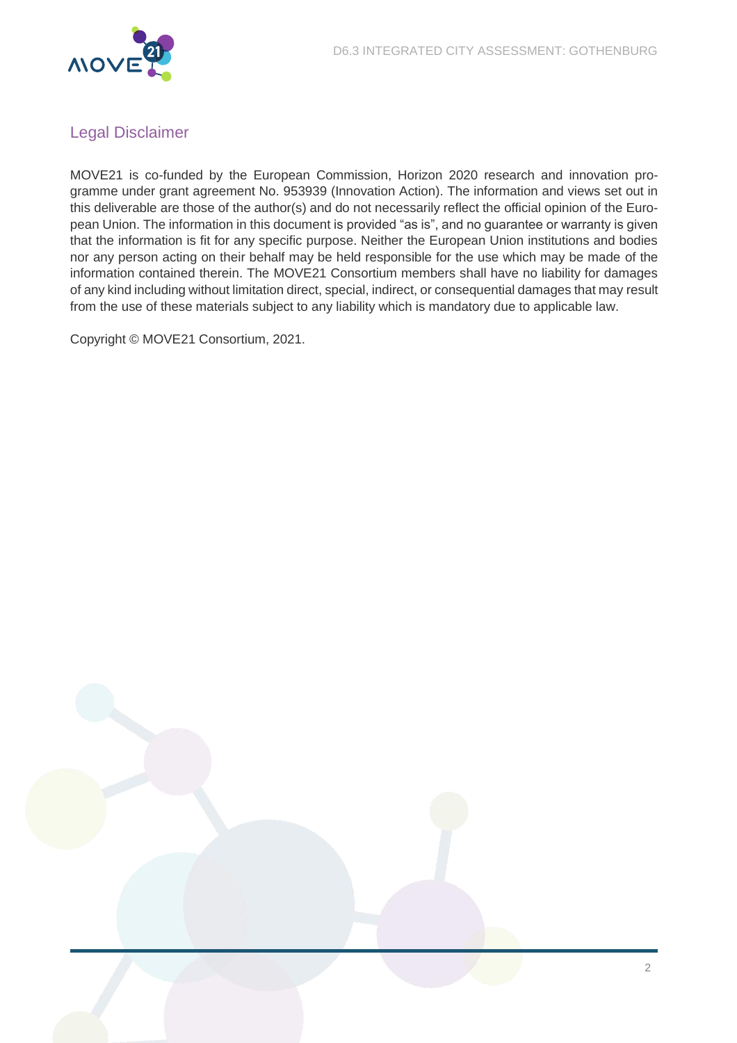## Legal Disclaimer

MOVE21 is co-funded by the European Commission, Horizon 2020 research and innovation programme under grant agreement No. 953939 (Innovation Action). The information and views set out in this deliverable are those of the author(s) and do not necessarily reflect the official opinion of the European Union. The information in this document is provided "as is", and no guarantee or warranty is given that the information is fit for any specific purpose. Neither the European Union institutions and bodies nor any person acting on their behalf may be held responsible for the use which may be made of the information contained therein. The MOVE21 Consortium members shall have no liability for damages of any kind including without limitation direct, special, indirect, or consequential damages that may result from the use of these materials subject to any liability which is mandatory due to applicable law.

Copyright © MOVE21 Consortium, 2021.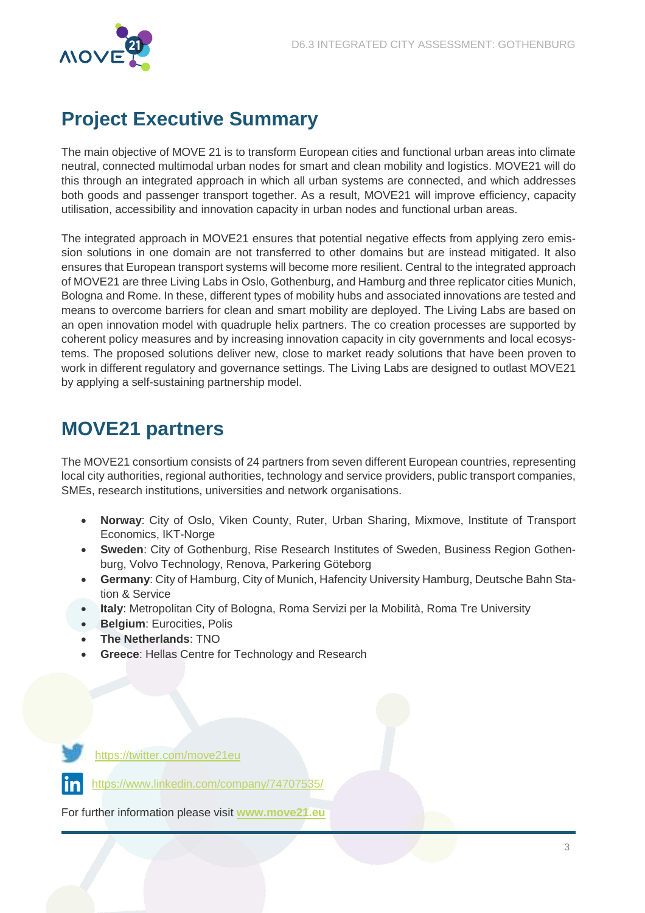## Project Executive Summary

The main objective of MOVE 21 is to transform European cities and functional urban areas into climate neutral, connected multimodal urban nodes for smart and clean mobility and logistics. MOVE21 will do this through an integrated approach in which all urban systems are connected, and which addresses both goods and passenger transport together. As a result, MOVE21 will improve efficiency, capacity utilisation, accessibility and innovation capacity in urban nodes and functional urban areas.

The integrated approach in MOVE21 ensures that potential negative effects from applying zero emission solutions in one domain are not transferred to other domains but are instead mitigated. It also ensures that European transport systems will become more resilient. Central to the integrated approach of MOVE21 are three Living Labs in Oslo, Gothenburg, and Hamburg and three replicator cities Munich, Bologna and Rome. In these, different types of mobility hubs and associated innovations are tested and means to overcome barriers for clean and smart mobility are deployed. The Living Labs are based on an open innovation model with quadruple helix partners. The co creation processes are supported by coherent policy measures and by increasing innovation capacity in city governments and local ecosystems. The proposed solutions deliver new, close to market ready solutions that have been proven to work in different regulatory and governance settings. The Living Labs are designed to outlast MOVE21 by applying a self-sustaining partnership model.

## MOVE21 partners

The MOVE21 consortium consists of 24 partners from seven different European countries, representing local city authorities, regional authorities, technology and service providers, public transport companies, SMEs, research institutions, universities and network organisations.

- **Norway**: City of Oslo, Viken County, Ruter, Urban Sharing, Mixmove, Institute of Transport Economics, IKT-Norge
- **Sweden**: City of Gothenburg, Rise Research Institutes of Sweden, Business Region Gothenburg, Volvo Technology, Renova, Parkering Göteborg
- **Germany**: City of Hamburg, City of Munich, Hafencity University Hamburg, Deutsche Bahn Station & Service
- **Italy**: Metropolitan City of Bologna, Roma Servizi per la Mobilità, Roma Tre University
- **Belgium**: Eurocities, Polis
- **The Netherlands**: TNO
- **Greece**: Hellas Centre for Technology and Research

https://twitter.com/move21eu

https://www.linkedin.com/company/74707535/

For further information please visit **www.move21.eu**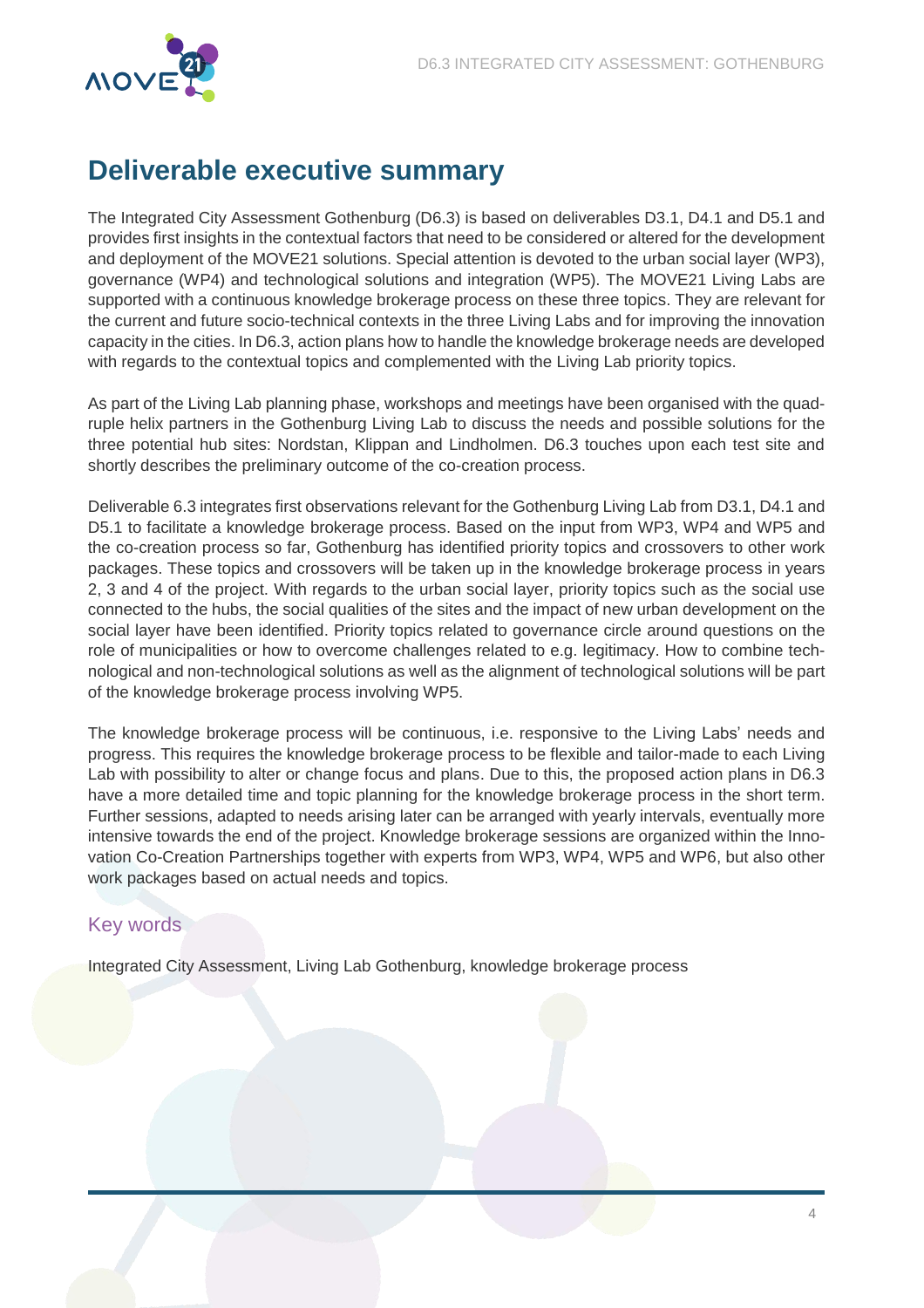# Deliverable executive summary

The Integrated City Assessment Gothenburg (D6.3) is based on deliverables D3.1, D4.1 and D5.1 and provides first insights in the contextual factors that need to be considered or altered for the development and deployment of the MOVE21 solutions. Special attention is devoted to the urban social layer (WP3), governance (WP4) and technological solutions and integration (WP5). The MOVE21 Living Labs are supported with a continuous knowledge brokerage process on these three topics. They are relevant for the current and future socio-technical contexts in the three Living Labs and for improving the innovation capacity in the cities. In D6.3, action plans how to handle the knowledge brokerage needs are developed with regards to the contextual topics and complemented with the Living Lab priority topics.

As part of the Living Lab planning phase, workshops and meetings have been organised with the quadruple helix partners in the Gothenburg Living Lab to discuss the needs and possible solutions for the three potential hub sites: Nordstan, Klippan and Lindholmen. D6.3 touches upon each test site and shortly describes the preliminary outcome of the co-creation process.

Deliverable 6.3 integrates first observations relevant for the Gothenburg Living Lab from D3.1, D4.1 and D5.1 to facilitate a knowledge brokerage process. Based on the input from WP3, WP4 and WP5 and the co-creation process so far, Gothenburg has identified priority topics and crossovers to other work packages. These topics and crossovers will be taken up in the knowledge brokerage process in years 2, 3 and 4 of the project. With regards to the urban social layer, priority topics such as the social use connected to the hubs, the social qualities of the sites and the impact of new urban development on the social layer have been identified. Priority topics related to governance circle around questions on the role of municipalities or how to overcome challenges related to e.g. legitimacy. How to combine technological and non-technological solutions as well as the alignment of technological solutions will be part of the knowledge brokerage process involving WP5.

The knowledge brokerage process will be continuous, i.e. responsive to the Living Labs' needs and progress. This requires the knowledge brokerage process to be flexible and tailor-made to each Living Lab with possibility to alter or change focus and plans. Due to this, the proposed action plans in D6.3 have a more detailed time and topic planning for the knowledge brokerage process in the short term. Further sessions, adapted to needs arising later can be arranged with yearly intervals, eventually more intensive towards the end of the project. Knowledge brokerage sessions are organized within the Innovation Co-Creation Partnerships together with experts from WP3, WP4, WP5 and WP6, but also other work packages based on actual needs and topics.

## Key words

Integrated City Assessment, Living Lab Gothenburg, knowledge brokerage process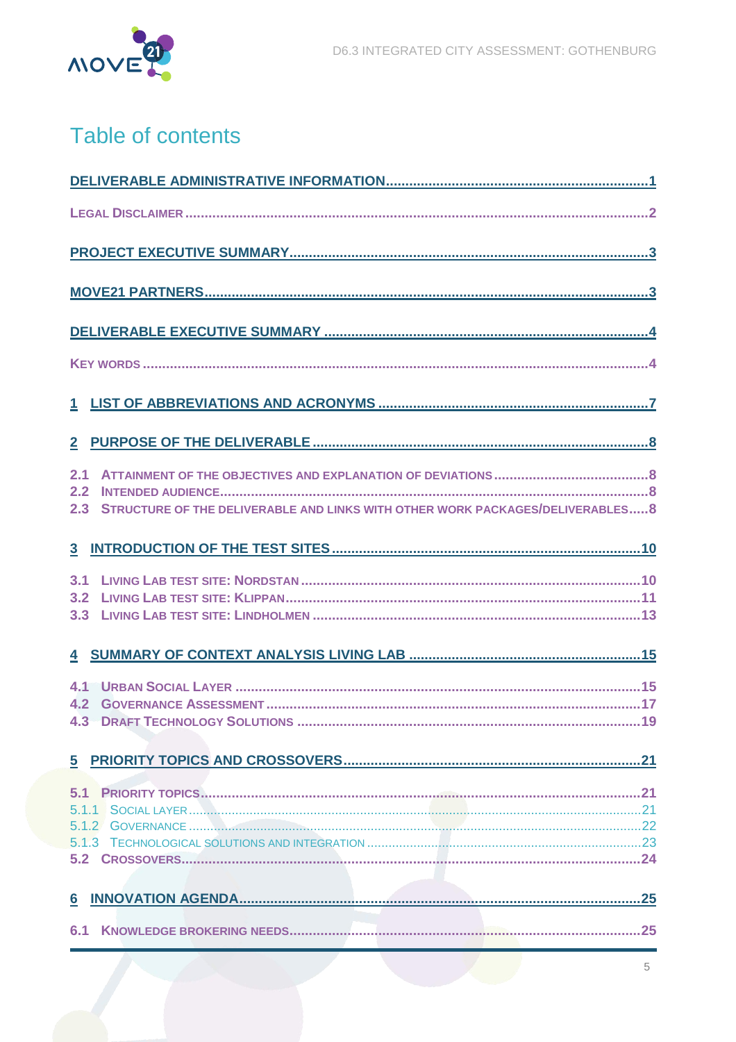# Table of contents

DELIVERABLE ADMINISTRATIVE INFORMATION ..... 1

LEGAL DISCLAIMER ..... 2

PROJECT EXECUTIVE SUMMARY ..... 3

MOVE21 PARTNERS ..... 3

DELIVERABLE EXECUTIVE SUMMARY ..... 4

KEY WORDS ..... 4

1 LIST OF ABBREVIATIONS AND ACRONYMS ..... 7

2 PURPOSE OF THE DELIVERABLE ..... 8

2.1 ATTAINMENT OF THE OBJECTIVES AND EXPLANATION OF DEVIATIONS ..... 8
2.2 INTENDED AUDIENCE ..... 8
2.3 STRUCTURE OF THE DELIVERABLE AND LINKS WITH OTHER WORK PACKAGES/DELIVERABLES ..... 8

3 INTRODUCTION OF THE TEST SITES ..... 10

3.1 LIVING LAB TEST SITE: NORDSTAN ..... 10
3.2 LIVING LAB TEST SITE: KLIPPAN ..... 11
3.3 LIVING LAB TEST SITE: LINDHOLMEN ..... 13

4 SUMMARY OF CONTEXT ANALYSIS LIVING LAB ..... 15

4.1 URBAN SOCIAL LAYER ..... 15
4.2 GOVERNANCE ASSESSMENT ..... 17
4.3 DRAFT TECHNOLOGY SOLUTIONS ..... 19

5 PRIORITY TOPICS AND CROSSOVERS ..... 21

5.1 PRIORITY TOPICS ..... 21
5.1.1 SOCIAL LAYER ..... 21
5.1.2 GOVERNANCE ..... 22
5.1.3 TECHNOLOGICAL SOLUTIONS AND INTEGRATION ..... 23
5.2 CROSSOVERS ..... 24

6 INNOVATION AGENDA ..... 25

6.1 KNOWLEDGE BROKERING NEEDS ..... 25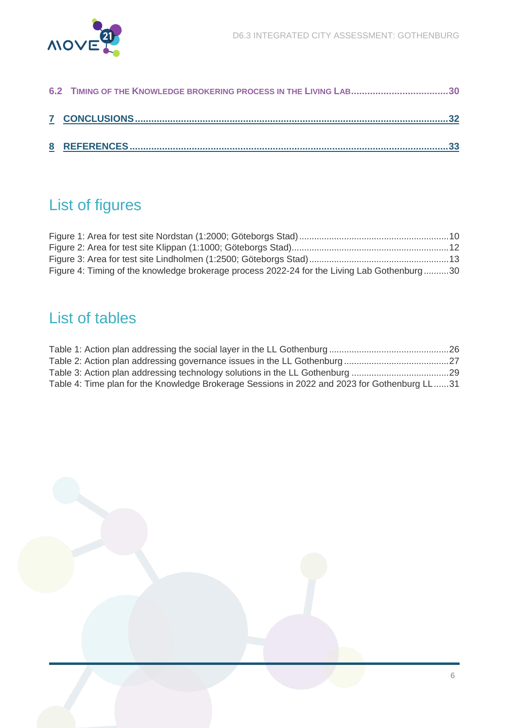6.2 TIMING OF THE KNOWLEDGE BROKERING PROCESS IN THE LIVING LAB .................................... 30

7 CONCLUSIONS .................................................................................................................. 32

8 REFERENCES .................................................................................................................... 33

## List of figures

Figure 1: Area for test site Nordstan (1:2000; Göteborgs Stad) ........................................................... 10
Figure 2: Area for test site Klippan (1:1000; Göteborgs Stad) .............................................................. 12
Figure 3: Area for test site Lindholmen (1:2500; Göteborgs Stad) ....................................................... 13
Figure 4: Timing of the knowledge brokerage process 2022-24 for the Living Lab Gothenburg .......... 30

## List of tables

Table 1: Action plan addressing the social layer in the LL Gothenburg ................................................ 26
Table 2: Action plan addressing governance issues in the LL Gothenburg .......................................... 27
Table 3: Action plan addressing technology solutions in the LL Gothenburg ....................................... 29
Table 4: Time plan for the Knowledge Brokerage Sessions in 2022 and 2023 for Gothenburg LL ...... 31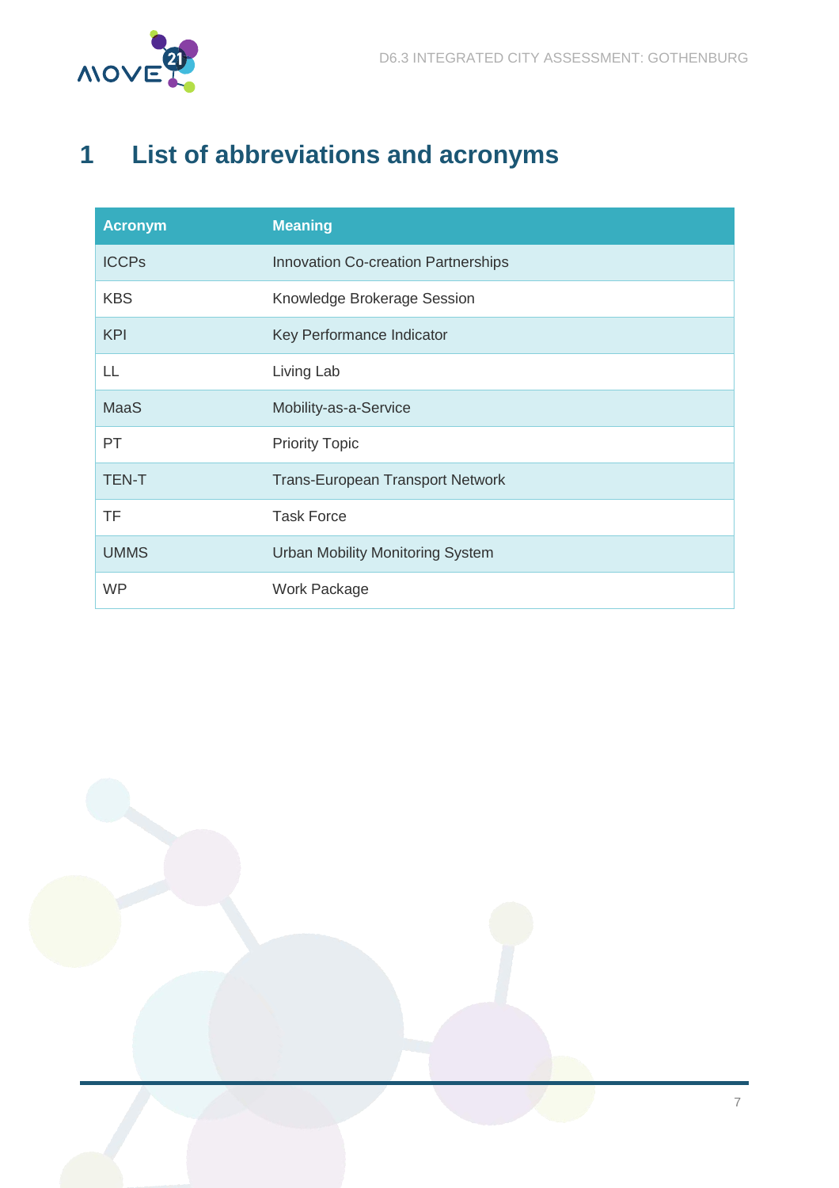# 1 List of abbreviations and acronyms

| Acronym | Meaning |
|---|---|
| ICCPs | Innovation Co-creation Partnerships |
| KBS | Knowledge Brokerage Session |
| KPI | Key Performance Indicator |
| LL | Living Lab |
| MaaS | Mobility-as-a-Service |
| PT | Priority Topic |
| TEN-T | Trans-European Transport Network |
| TF | Task Force |
| UMMS | Urban Mobility Monitoring System |
| WP | Work Package |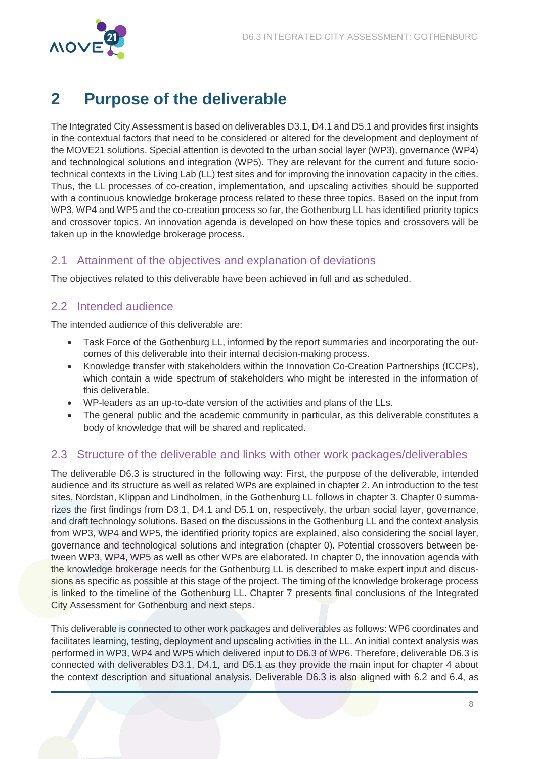# 2 Purpose of the deliverable

The Integrated City Assessment is based on deliverables D3.1, D4.1 and D5.1 and provides first insights in the contextual factors that need to be considered or altered for the development and deployment of the MOVE21 solutions. Special attention is devoted to the urban social layer (WP3), governance (WP4) and technological solutions and integration (WP5). They are relevant for the current and future socio-technical contexts in the Living Lab (LL) test sites and for improving the innovation capacity in the cities. Thus, the LL processes of co-creation, implementation, and upscaling activities should be supported with a continuous knowledge brokerage process related to these three topics. Based on the input from WP3, WP4 and WP5 and the co-creation process so far, the Gothenburg LL has identified priority topics and crossover topics. An innovation agenda is developed on how these topics and crossovers will be taken up in the knowledge brokerage process.

## 2.1 Attainment of the objectives and explanation of deviations

The objectives related to this deliverable have been achieved in full and as scheduled.

## 2.2 Intended audience

The intended audience of this deliverable are:

- Task Force of the Gothenburg LL, informed by the report summaries and incorporating the outcomes of this deliverable into their internal decision-making process.
- Knowledge transfer with stakeholders within the Innovation Co-Creation Partnerships (ICCPs), which contain a wide spectrum of stakeholders who might be interested in the information of this deliverable.
- WP-leaders as an up-to-date version of the activities and plans of the LLs.
- The general public and the academic community in particular, as this deliverable constitutes a body of knowledge that will be shared and replicated.

## 2.3 Structure of the deliverable and links with other work packages/deliverables

The deliverable D6.3 is structured in the following way: First, the purpose of the deliverable, intended audience and its structure as well as related WPs are explained in chapter 2. An introduction to the test sites, Nordstan, Klippan and Lindholmen, in the Gothenburg LL follows in chapter 3. Chapter 0 summarizes the first findings from D3.1, D4.1 and D5.1 on, respectively, the urban social layer, governance, and draft technology solutions. Based on the discussions in the Gothenburg LL and the context analysis from WP3, WP4 and WP5, the identified priority topics are explained, also considering the social layer, governance and technological solutions and integration (chapter 0). Potential crossovers between between WP3, WP4, WP5 as well as other WPs are elaborated. In chapter 0, the innovation agenda with the knowledge brokerage needs for the Gothenburg LL is described to make expert input and discussions as specific as possible at this stage of the project. The timing of the knowledge brokerage process is linked to the timeline of the Gothenburg LL. Chapter 7 presents final conclusions of the Integrated City Assessment for Gothenburg and next steps.

This deliverable is connected to other work packages and deliverables as follows: WP6 coordinates and facilitates learning, testing, deployment and upscaling activities in the LL. An initial context analysis was performed in WP3, WP4 and WP5 which delivered input to D6.3 of WP6. Therefore, deliverable D6.3 is connected with deliverables D3.1, D4.1, and D5.1 as they provide the main input for chapter 4 about the context description and situational analysis. Deliverable D6.3 is also aligned with 6.2 and 6.4, as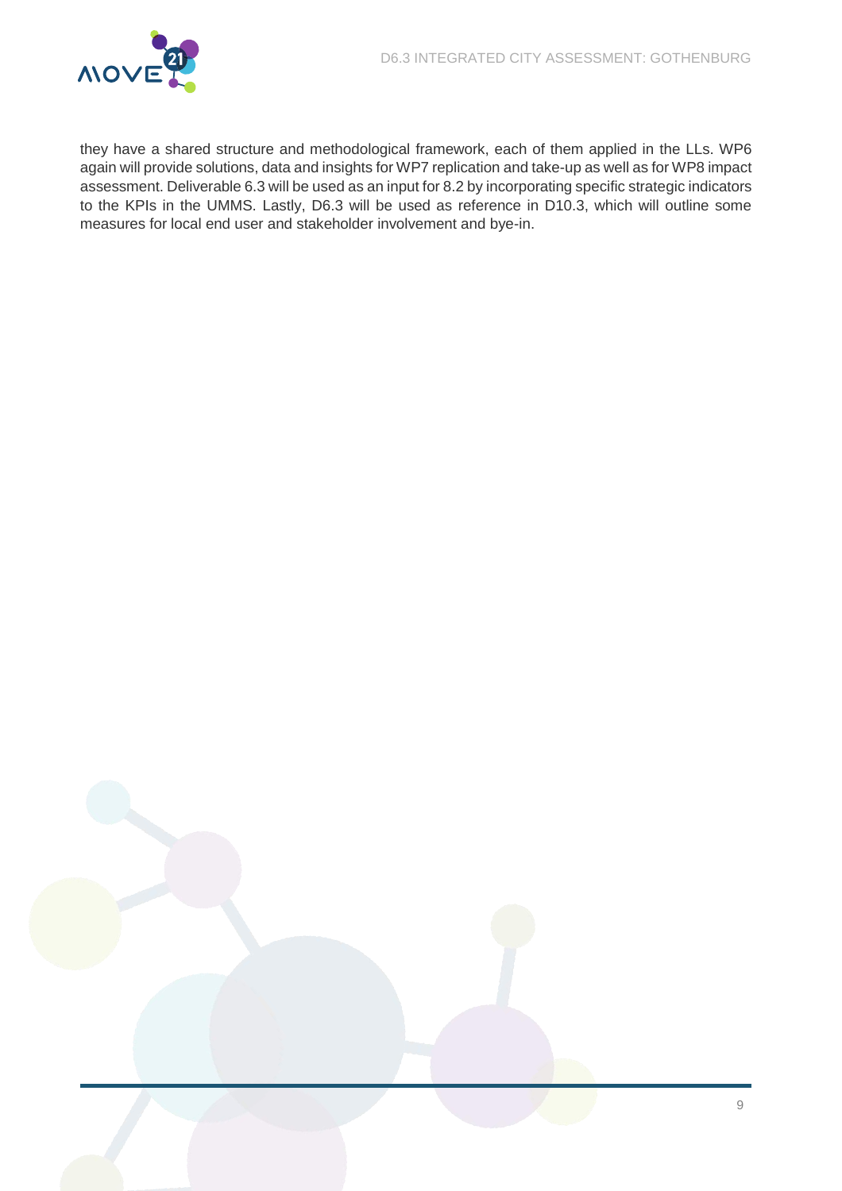they have a shared structure and methodological framework, each of them applied in the LLs. WP6 again will provide solutions, data and insights for WP7 replication and take-up as well as for WP8 impact assessment. Deliverable 6.3 will be used as an input for 8.2 by incorporating specific strategic indicators to the KPIs in the UMMS. Lastly, D6.3 will be used as reference in D10.3, which will outline some measures for local end user and stakeholder involvement and bye-in.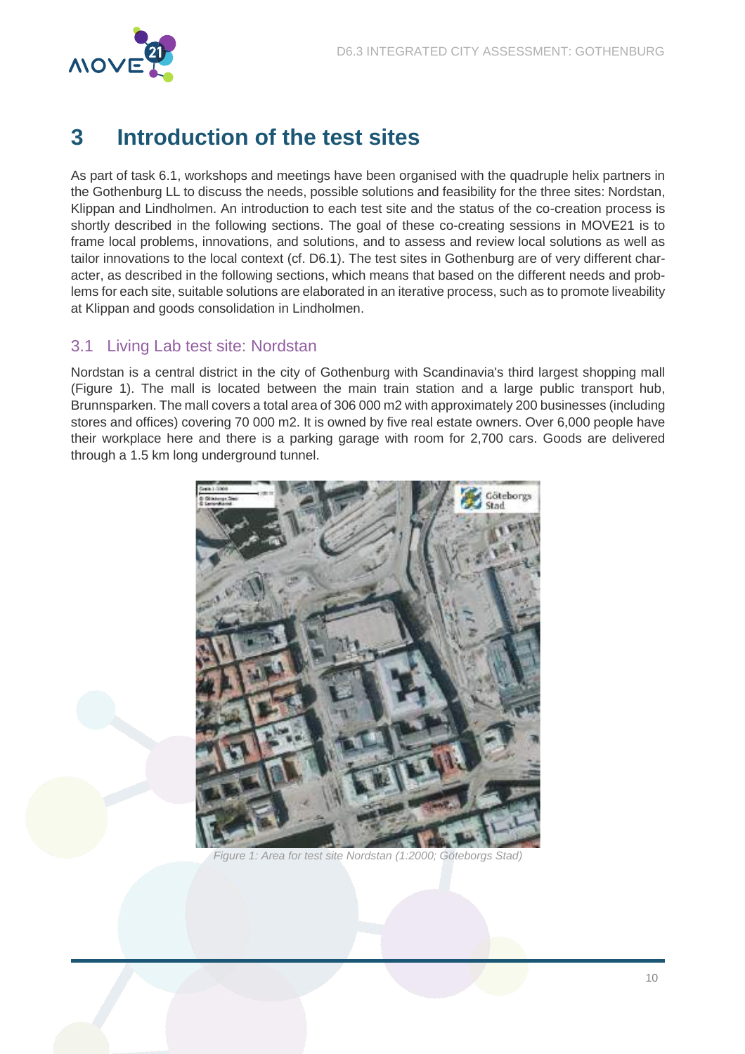# 3 Introduction of the test sites

As part of task 6.1, workshops and meetings have been organised with the quadruple helix partners in the Gothenburg LL to discuss the needs, possible solutions and feasibility for the three sites: Nordstan, Klippan and Lindholmen. An introduction to each test site and the status of the co-creation process is shortly described in the following sections. The goal of these co-creating sessions in MOVE21 is to frame local problems, innovations, and solutions, and to assess and review local solutions as well as tailor innovations to the local context (cf. D6.1). The test sites in Gothenburg are of very different character, as described in the following sections, which means that based on the different needs and problems for each site, suitable solutions are elaborated in an iterative process, such as to promote liveability at Klippan and goods consolidation in Lindholmen.

## 3.1 Living Lab test site: Nordstan

Nordstan is a central district in the city of Gothenburg with Scandinavia's third largest shopping mall (Figure 1). The mall is located between the main train station and a large public transport hub, Brunnsparken. The mall covers a total area of 306 000 m2 with approximately 200 businesses (including stores and offices) covering 70 000 m2. It is owned by five real estate owners. Over 6,000 people have their workplace here and there is a parking garage with room for 2,700 cars. Goods are delivered through a 1.5 km long underground tunnel.

*Figure 1: Area for test site Nordstan (1:2000; Göteborgs Stad)*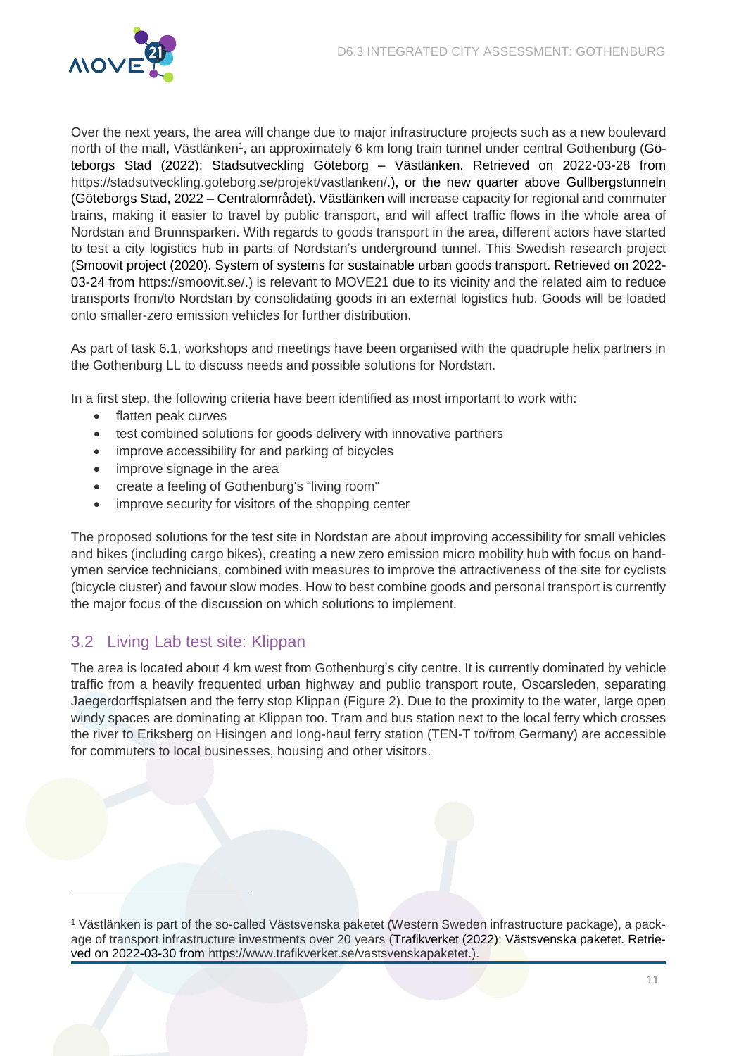Over the next years, the area will change due to major infrastructure projects such as a new boulevard north of the mall, Västlänken[1], an approximately 6 km long train tunnel under central Gothenburg (Göteborgs Stad (2022): Stadsutveckling Göteborg – Västlänken. Retrieved on 2022-03-28 from https://stadsutveckling.goteborg.se/projekt/vastlanken/.), or the new quarter above Gullbergstunneln (Göteborgs Stad, 2022 – Centralområdet). Västlänken will increase capacity for regional and commuter trains, making it easier to travel by public transport, and will affect traffic flows in the whole area of Nordstan and Brunnsparken. With regards to goods transport in the area, different actors have started to test a city logistics hub in parts of Nordstan's underground tunnel. This Swedish research project (Smoovit project (2020). System of systems for sustainable urban goods transport. Retrieved on 2022-03-24 from https://smoovit.se/.) is relevant to MOVE21 due to its vicinity and the related aim to reduce transports from/to Nordstan by consolidating goods in an external logistics hub. Goods will be loaded onto smaller-zero emission vehicles for further distribution.

As part of task 6.1, workshops and meetings have been organised with the quadruple helix partners in the Gothenburg LL to discuss needs and possible solutions for Nordstan.

In a first step, the following criteria have been identified as most important to work with:

- flatten peak curves
- test combined solutions for goods delivery with innovative partners
- improve accessibility for and parking of bicycles
- improve signage in the area
- create a feeling of Gothenburg's "living room"
- improve security for visitors of the shopping center

The proposed solutions for the test site in Nordstan are about improving accessibility for small vehicles and bikes (including cargo bikes), creating a new zero emission micro mobility hub with focus on handymen service technicians, combined with measures to improve the attractiveness of the site for cyclists (bicycle cluster) and favour slow modes. How to best combine goods and personal transport is currently the major focus of the discussion on which solutions to implement.

## 3.2 Living Lab test site: Klippan

The area is located about 4 km west from Gothenburg's city centre. It is currently dominated by vehicle traffic from a heavily frequented urban highway and public transport route, Oscarsleden, separating Jaegerdorffsplatsen and the ferry stop Klippan (Figure 2). Due to the proximity to the water, large open windy spaces are dominating at Klippan too. Tram and bus station next to the local ferry which crosses the river to Eriksberg on Hisingen and long-haul ferry station (TEN-T to/from Germany) are accessible for commuters to local businesses, housing and other visitors.

---

[1] Västlänken is part of the so-called Västsvenska paketet (Western Sweden infrastructure package), a package of transport infrastructure investments over 20 years (Trafikverket (2022): Västsvenska paketet. Retrieved on 2022-03-30 from https://www.trafikverket.se/vastsvenskapaketet.).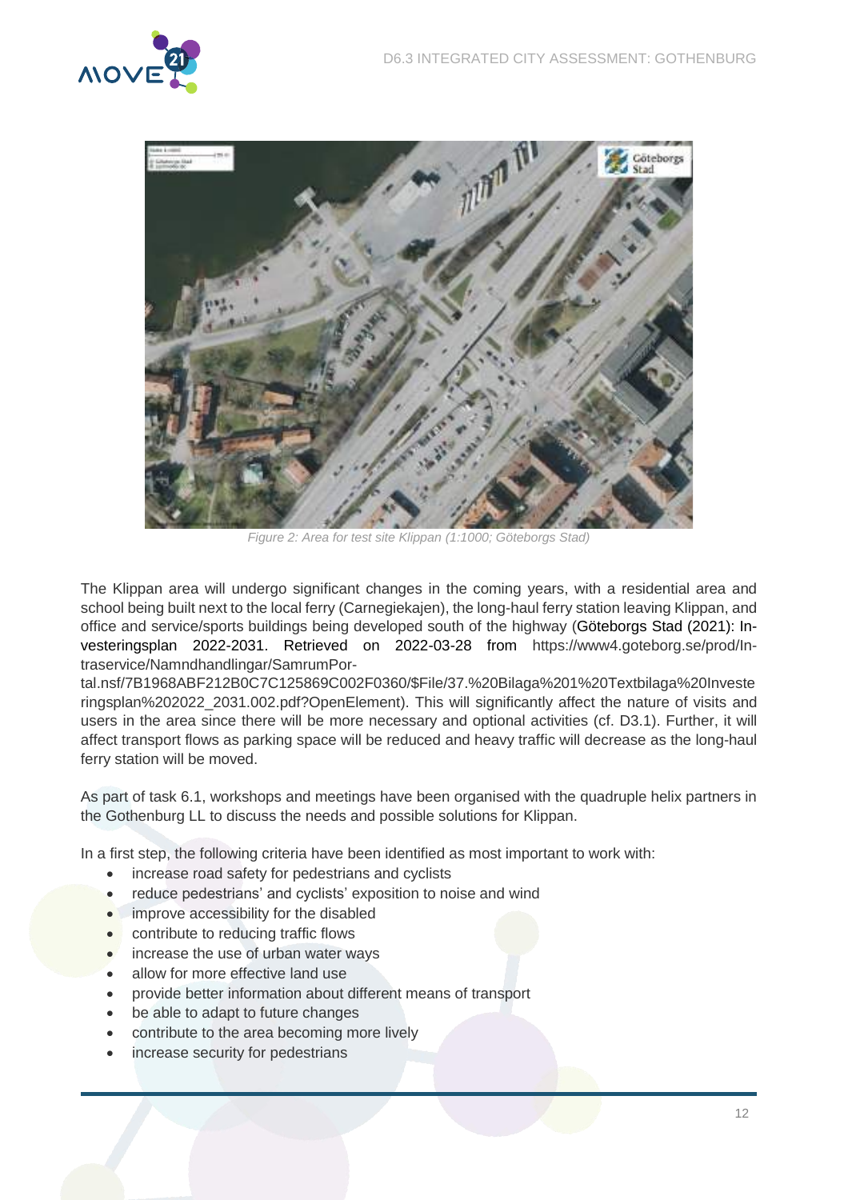Figure 2: Area for test site Klippan (1:1000; Göteborgs Stad)

The Klippan area will undergo significant changes in the coming years, with a residential area and school being built next to the local ferry (Carnegiekajen), the long-haul ferry station leaving Klippan, and office and service/sports buildings being developed south of the highway (Göteborgs Stad (2021): Investeringsplan 2022-2031. Retrieved on 2022-03-28 from https://www4.goteborg.se/prod/Intraservice/Namndhandlingar/SamrumPortal.nsf/7B1968ABF212B0C7C125869C002F0360/$File/37.%20Bilaga%201%20Textbilaga%20Investeringsplan%202022_2031.002.pdf?OpenElement). This will significantly affect the nature of visits and users in the area since there will be more necessary and optional activities (cf. D3.1). Further, it will affect transport flows as parking space will be reduced and heavy traffic will decrease as the long-haul ferry station will be moved.

As part of task 6.1, workshops and meetings have been organised with the quadruple helix partners in the Gothenburg LL to discuss the needs and possible solutions for Klippan.

In a first step, the following criteria have been identified as most important to work with:

- increase road safety for pedestrians and cyclists
- reduce pedestrians' and cyclists' exposition to noise and wind
- improve accessibility for the disabled
- contribute to reducing traffic flows
- increase the use of urban water ways
- allow for more effective land use
- provide better information about different means of transport
- be able to adapt to future changes
- contribute to the area becoming more lively
- increase security for pedestrians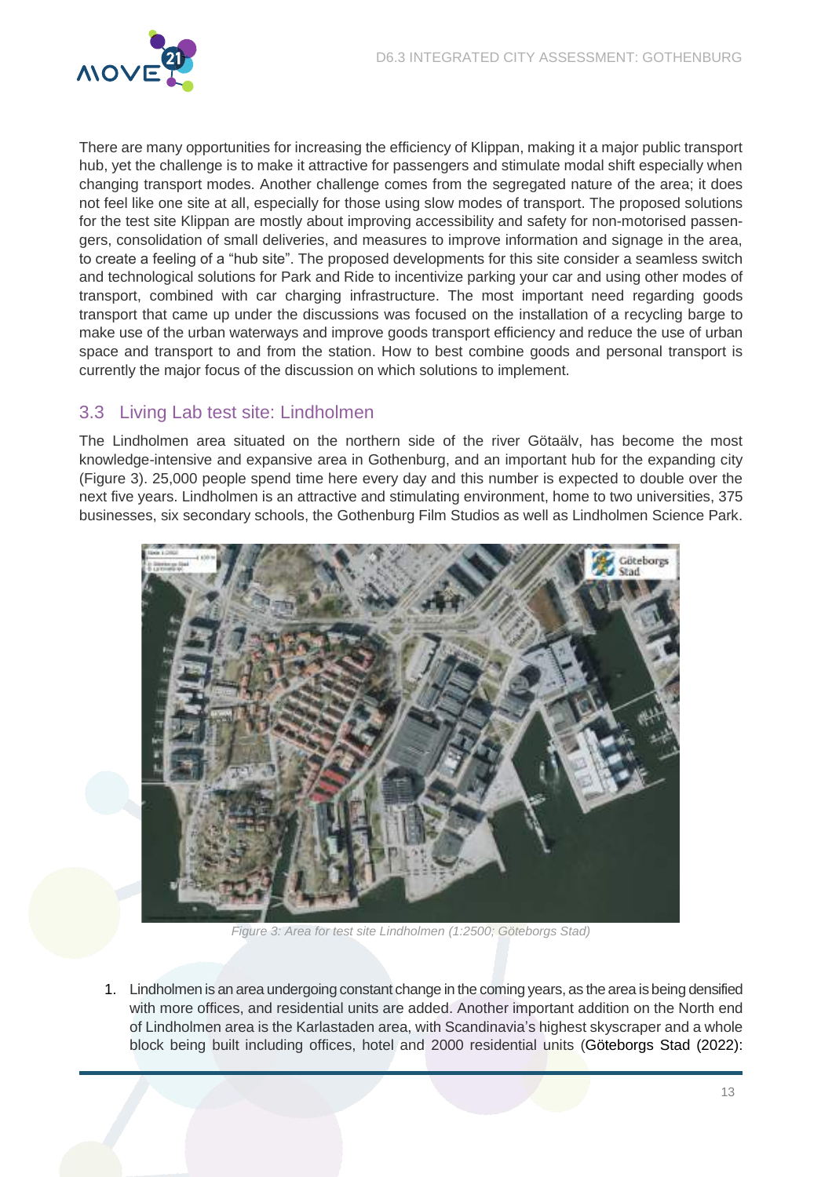There are many opportunities for increasing the efficiency of Klippan, making it a major public transport hub, yet the challenge is to make it attractive for passengers and stimulate modal shift especially when changing transport modes. Another challenge comes from the segregated nature of the area; it does not feel like one site at all, especially for those using slow modes of transport. The proposed solutions for the test site Klippan are mostly about improving accessibility and safety for non-motorised passengers, consolidation of small deliveries, and measures to improve information and signage in the area, to create a feeling of a "hub site". The proposed developments for this site consider a seamless switch and technological solutions for Park and Ride to incentivize parking your car and using other modes of transport, combined with car charging infrastructure. The most important need regarding goods transport that came up under the discussions was focused on the installation of a recycling barge to make use of the urban waterways and improve goods transport efficiency and reduce the use of urban space and transport to and from the station. How to best combine goods and personal transport is currently the major focus of the discussion on which solutions to implement.

## 3.3 Living Lab test site: Lindholmen

The Lindholmen area situated on the northern side of the river Götaälv, has become the most knowledge-intensive and expansive area in Gothenburg, and an important hub for the expanding city (Figure 3). 25,000 people spend time here every day and this number is expected to double over the next five years. Lindholmen is an attractive and stimulating environment, home to two universities, 375 businesses, six secondary schools, the Gothenburg Film Studios as well as Lindholmen Science Park.

*Figure 3: Area for test site Lindholmen (1:2500; Göteborgs Stad)*

1. Lindholmen is an area undergoing constant change in the coming years, as the area is being densified with more offices, and residential units are added. Another important addition on the North end of Lindholmen area is the Karlastaden area, with Scandinavia's highest skyscraper and a whole block being built including offices, hotel and 2000 residential units (Göteborgs Stad (2022):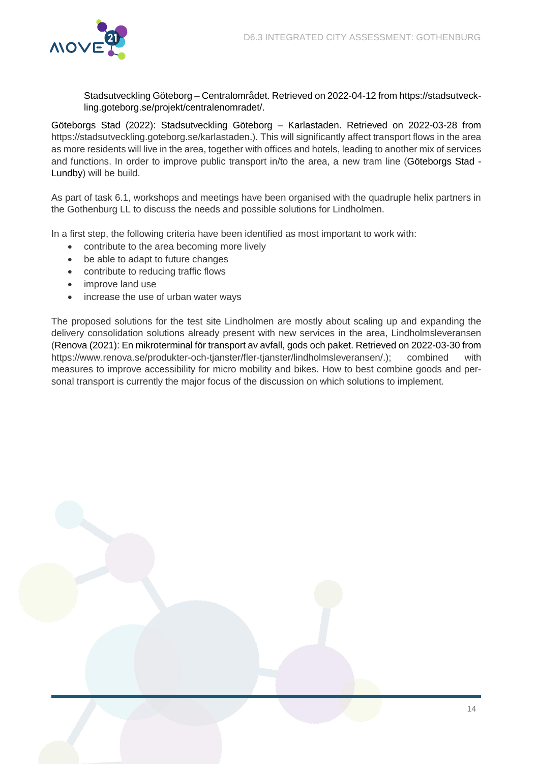Stadsutveckling Göteborg – Centralområdet. Retrieved on 2022-04-12 from https://stadsutveckling.goteborg.se/projekt/centralenomradet/.

Göteborgs Stad (2022): Stadsutveckling Göteborg – Karlastaden. Retrieved on 2022-03-28 from https://stadsutveckling.goteborg.se/karlastaden.). This will significantly affect transport flows in the area as more residents will live in the area, together with offices and hotels, leading to another mix of services and functions. In order to improve public transport in/to the area, a new tram line (Göteborgs Stad - Lundby) will be build.

As part of task 6.1, workshops and meetings have been organised with the quadruple helix partners in the Gothenburg LL to discuss the needs and possible solutions for Lindholmen.

In a first step, the following criteria have been identified as most important to work with:

- contribute to the area becoming more lively
- be able to adapt to future changes
- contribute to reducing traffic flows
- improve land use
- increase the use of urban water ways

The proposed solutions for the test site Lindholmen are mostly about scaling up and expanding the delivery consolidation solutions already present with new services in the area, Lindholmsleveransen (Renova (2021): En mikroterminal för transport av avfall, gods och paket. Retrieved on 2022-03-30 from https://www.renova.se/produkter-och-tjanster/fler-tjanster/lindholmsleveransen/.); combined with measures to improve accessibility for micro mobility and bikes. How to best combine goods and personal transport is currently the major focus of the discussion on which solutions to implement.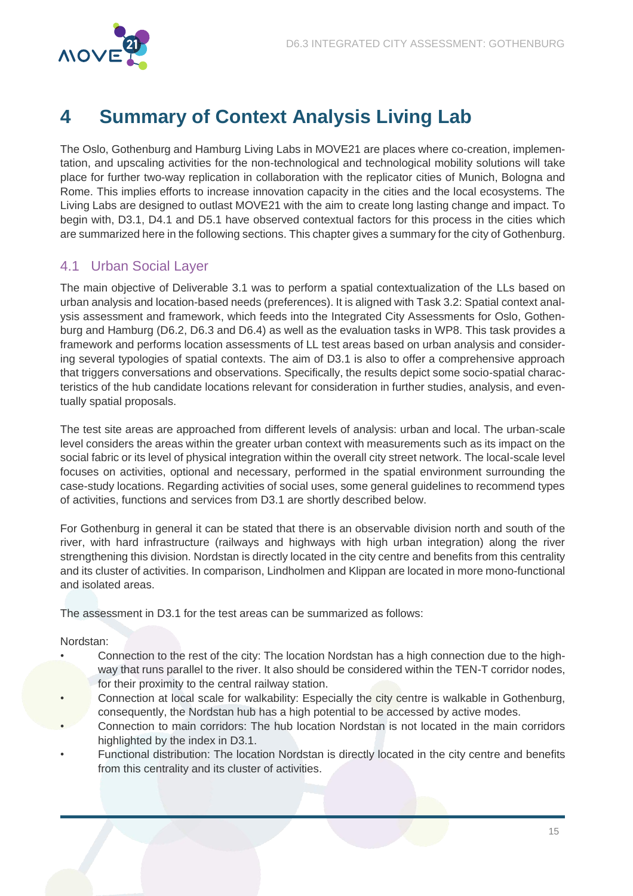# 4 Summary of Context Analysis Living Lab

The Oslo, Gothenburg and Hamburg Living Labs in MOVE21 are places where co-creation, implementation, and upscaling activities for the non-technological and technological mobility solutions will take place for further two-way replication in collaboration with the replicator cities of Munich, Bologna and Rome. This implies efforts to increase innovation capacity in the cities and the local ecosystems. The Living Labs are designed to outlast MOVE21 with the aim to create long lasting change and impact. To begin with, D3.1, D4.1 and D5.1 have observed contextual factors for this process in the cities which are summarized here in the following sections. This chapter gives a summary for the city of Gothenburg.

## 4.1 Urban Social Layer

The main objective of Deliverable 3.1 was to perform a spatial contextualization of the LLs based on urban analysis and location-based needs (preferences). It is aligned with Task 3.2: Spatial context analysis assessment and framework, which feeds into the Integrated City Assessments for Oslo, Gothenburg and Hamburg (D6.2, D6.3 and D6.4) as well as the evaluation tasks in WP8. This task provides a framework and performs location assessments of LL test areas based on urban analysis and considering several typologies of spatial contexts. The aim of D3.1 is also to offer a comprehensive approach that triggers conversations and observations. Specifically, the results depict some socio-spatial characteristics of the hub candidate locations relevant for consideration in further studies, analysis, and eventually spatial proposals.

The test site areas are approached from different levels of analysis: urban and local. The urban-scale level considers the areas within the greater urban context with measurements such as its impact on the social fabric or its level of physical integration within the overall city street network. The local-scale level focuses on activities, optional and necessary, performed in the spatial environment surrounding the case-study locations. Regarding activities of social uses, some general guidelines to recommend types of activities, functions and services from D3.1 are shortly described below.

For Gothenburg in general it can be stated that there is an observable division north and south of the river, with hard infrastructure (railways and highways with high urban integration) along the river strengthening this division. Nordstan is directly located in the city centre and benefits from this centrality and its cluster of activities. In comparison, Lindholmen and Klippan are located in more mono-functional and isolated areas.

The assessment in D3.1 for the test areas can be summarized as follows:

Nordstan:

- Connection to the rest of the city: The location Nordstan has a high connection due to the highway that runs parallel to the river. It also should be considered within the TEN-T corridor nodes, for their proximity to the central railway station.
- Connection at local scale for walkability: Especially the city centre is walkable in Gothenburg, consequently, the Nordstan hub has a high potential to be accessed by active modes.
- Connection to main corridors: The hub location Nordstan is not located in the main corridors highlighted by the index in D3.1.
- Functional distribution: The location Nordstan is directly located in the city centre and benefits from this centrality and its cluster of activities.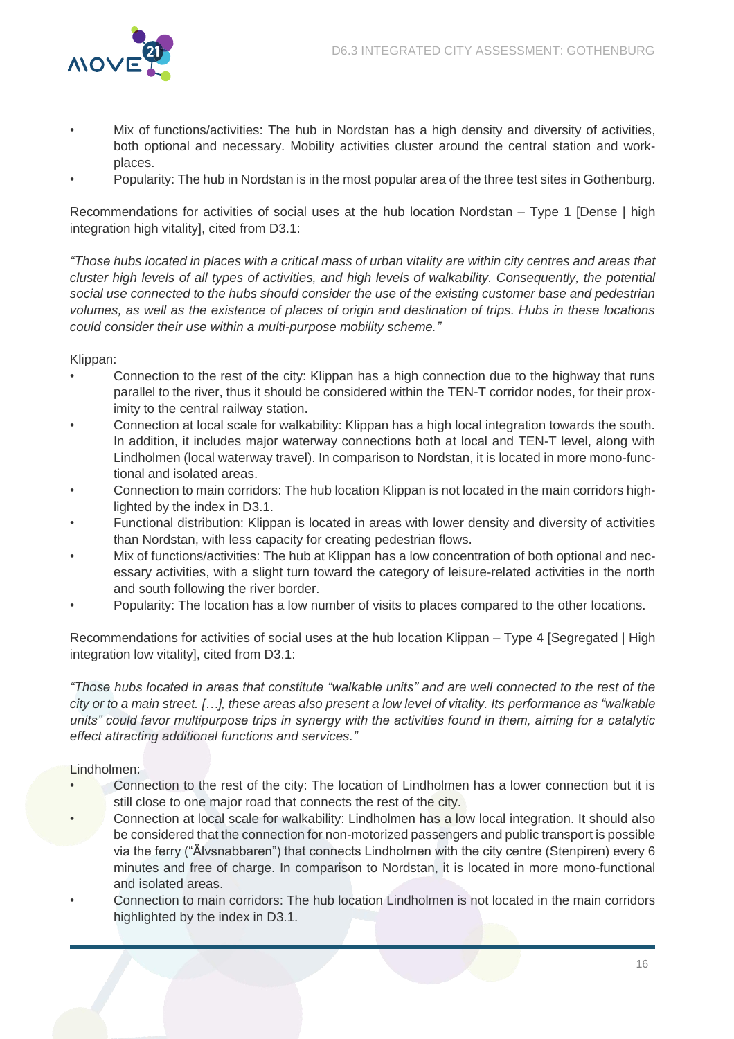- Mix of functions/activities: The hub in Nordstan has a high density and diversity of activities, both optional and necessary. Mobility activities cluster around the central station and work-places.
- Popularity: The hub in Nordstan is in the most popular area of the three test sites in Gothenburg.

Recommendations for activities of social uses at the hub location Nordstan – Type 1 [Dense | high integration high vitality], cited from D3.1:

*"Those hubs located in places with a critical mass of urban vitality are within city centres and areas that cluster high levels of all types of activities, and high levels of walkability. Consequently, the potential social use connected to the hubs should consider the use of the existing customer base and pedestrian volumes, as well as the existence of places of origin and destination of trips. Hubs in these locations could consider their use within a multi-purpose mobility scheme."*

Klippan:

- Connection to the rest of the city: Klippan has a high connection due to the highway that runs parallel to the river, thus it should be considered within the TEN-T corridor nodes, for their proximity to the central railway station.
- Connection at local scale for walkability: Klippan has a high local integration towards the south. In addition, it includes major waterway connections both at local and TEN-T level, along with Lindholmen (local waterway travel). In comparison to Nordstan, it is located in more mono-functional and isolated areas.
- Connection to main corridors: The hub location Klippan is not located in the main corridors highlighted by the index in D3.1.
- Functional distribution: Klippan is located in areas with lower density and diversity of activities than Nordstan, with less capacity for creating pedestrian flows.
- Mix of functions/activities: The hub at Klippan has a low concentration of both optional and necessary activities, with a slight turn toward the category of leisure-related activities in the north and south following the river border.
- Popularity: The location has a low number of visits to places compared to the other locations.

Recommendations for activities of social uses at the hub location Klippan – Type 4 [Segregated | High integration low vitality], cited from D3.1:

*"Those hubs located in areas that constitute "walkable units" and are well connected to the rest of the city or to a main street. […], these areas also present a low level of vitality. Its performance as "walkable units" could favor multipurpose trips in synergy with the activities found in them, aiming for a catalytic effect attracting additional functions and services."*

Lindholmen:

- Connection to the rest of the city: The location of Lindholmen has a lower connection but it is still close to one major road that connects the rest of the city.
- Connection at local scale for walkability: Lindholmen has a low local integration. It should also be considered that the connection for non-motorized passengers and public transport is possible via the ferry ("Älvsnabbaren") that connects Lindholmen with the city centre (Stenpiren) every 6 minutes and free of charge. In comparison to Nordstan, it is located in more mono-functional and isolated areas.
- Connection to main corridors: The hub location Lindholmen is not located in the main corridors highlighted by the index in D3.1.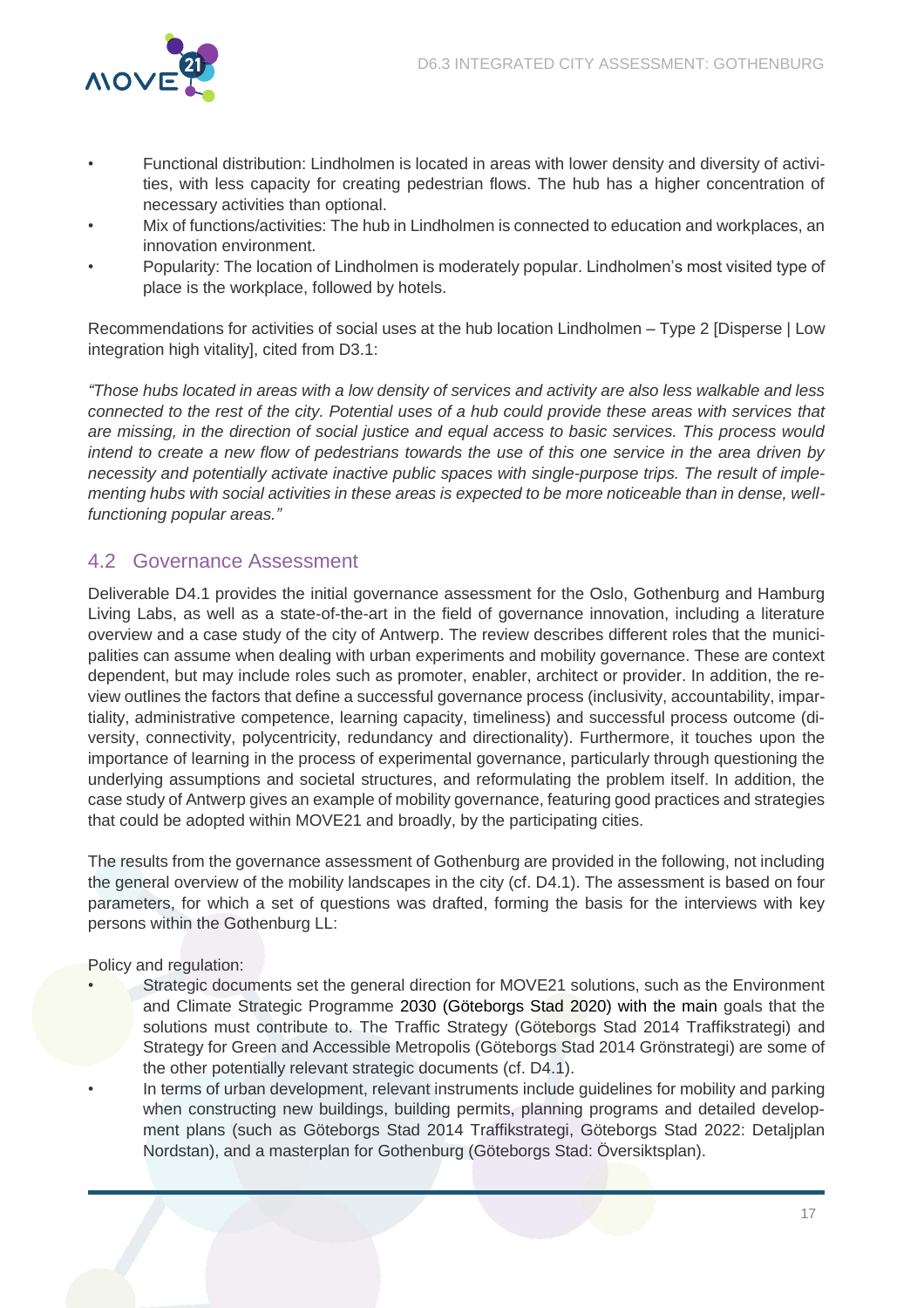- Functional distribution: Lindholmen is located in areas with lower density and diversity of activities, with less capacity for creating pedestrian flows. The hub has a higher concentration of necessary activities than optional.
- Mix of functions/activities: The hub in Lindholmen is connected to education and workplaces, an innovation environment.
- Popularity: The location of Lindholmen is moderately popular. Lindholmen's most visited type of place is the workplace, followed by hotels.

Recommendations for activities of social uses at the hub location Lindholmen – Type 2 [Disperse | Low integration high vitality], cited from D3.1:

*"Those hubs located in areas with a low density of services and activity are also less walkable and less connected to the rest of the city. Potential uses of a hub could provide these areas with services that are missing, in the direction of social justice and equal access to basic services. This process would intend to create a new flow of pedestrians towards the use of this one service in the area driven by necessity and potentially activate inactive public spaces with single-purpose trips. The result of implementing hubs with social activities in these areas is expected to be more noticeable than in dense, well-functioning popular areas."*

## 4.2 Governance Assessment

Deliverable D4.1 provides the initial governance assessment for the Oslo, Gothenburg and Hamburg Living Labs, as well as a state-of-the-art in the field of governance innovation, including a literature overview and a case study of the city of Antwerp. The review describes different roles that the municipalities can assume when dealing with urban experiments and mobility governance. These are context dependent, but may include roles such as promoter, enabler, architect or provider. In addition, the review outlines the factors that define a successful governance process (inclusivity, accountability, impartiality, administrative competence, learning capacity, timeliness) and successful process outcome (diversity, connectivity, polycentricity, redundancy and directionality). Furthermore, it touches upon the importance of learning in the process of experimental governance, particularly through questioning the underlying assumptions and societal structures, and reformulating the problem itself. In addition, the case study of Antwerp gives an example of mobility governance, featuring good practices and strategies that could be adopted within MOVE21 and broadly, by the participating cities.

The results from the governance assessment of Gothenburg are provided in the following, not including the general overview of the mobility landscapes in the city (cf. D4.1). The assessment is based on four parameters, for which a set of questions was drafted, forming the basis for the interviews with key persons within the Gothenburg LL:

Policy and regulation:

- Strategic documents set the general direction for MOVE21 solutions, such as the Environment and Climate Strategic Programme 2030 (Göteborgs Stad 2020) with the main goals that the solutions must contribute to. The Traffic Strategy (Göteborgs Stad 2014 Traffikstrategi) and Strategy for Green and Accessible Metropolis (Göteborgs Stad 2014 Grönstrategi) are some of the other potentially relevant strategic documents (cf. D4.1).
- In terms of urban development, relevant instruments include guidelines for mobility and parking when constructing new buildings, building permits, planning programs and detailed development plans (such as Göteborgs Stad 2014 Traffikstrategi, Göteborgs Stad 2022: Detaljplan Nordstan), and a masterplan for Gothenburg (Göteborgs Stad: Översiktsplan).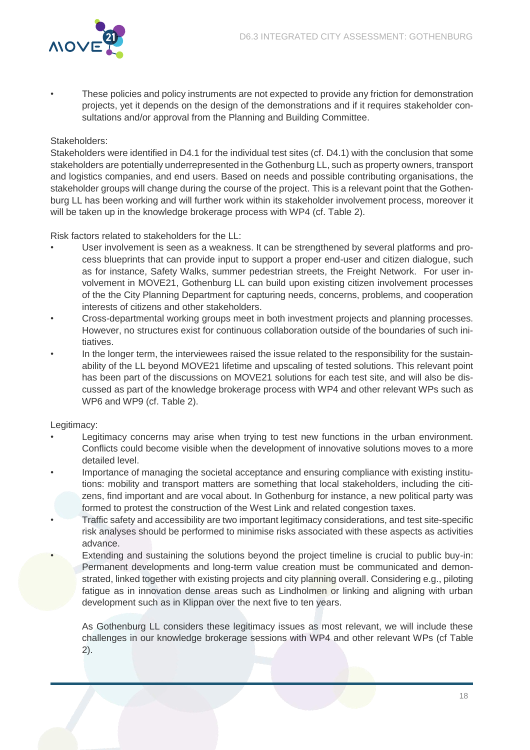- These policies and policy instruments are not expected to provide any friction for demonstration projects, yet it depends on the design of the demonstrations and if it requires stakeholder consultations and/or approval from the Planning and Building Committee.

Stakeholders:
Stakeholders were identified in D4.1 for the individual test sites (cf. D4.1) with the conclusion that some stakeholders are potentially underrepresented in the Gothenburg LL, such as property owners, transport and logistics companies, and end users. Based on needs and possible contributing organisations, the stakeholder groups will change during the course of the project. This is a relevant point that the Gothenburg LL has been working and will further work within its stakeholder involvement process, moreover it will be taken up in the knowledge brokerage process with WP4 (cf. Table 2).

Risk factors related to stakeholders for the LL:

- User involvement is seen as a weakness. It can be strengthened by several platforms and process blueprints that can provide input to support a proper end-user and citizen dialogue, such as for instance, Safety Walks, summer pedestrian streets, the Freight Network. For user involvement in MOVE21, Gothenburg LL can build upon existing citizen involvement processes of the the City Planning Department for capturing needs, concerns, problems, and cooperation interests of citizens and other stakeholders.
- Cross-departmental working groups meet in both investment projects and planning processes. However, no structures exist for continuous collaboration outside of the boundaries of such initiatives.
- In the longer term, the interviewees raised the issue related to the responsibility for the sustainability of the LL beyond MOVE21 lifetime and upscaling of tested solutions. This relevant point has been part of the discussions on MOVE21 solutions for each test site, and will also be discussed as part of the knowledge brokerage process with WP4 and other relevant WPs such as WP6 and WP9 (cf. Table 2).

Legitimacy:

- Legitimacy concerns may arise when trying to test new functions in the urban environment. Conflicts could become visible when the development of innovative solutions moves to a more detailed level.
- Importance of managing the societal acceptance and ensuring compliance with existing institutions: mobility and transport matters are something that local stakeholders, including the citizens, find important and are vocal about. In Gothenburg for instance, a new political party was formed to protest the construction of the West Link and related congestion taxes.
- Traffic safety and accessibility are two important legitimacy considerations, and test site-specific risk analyses should be performed to minimise risks associated with these aspects as activities advance.
- Extending and sustaining the solutions beyond the project timeline is crucial to public buy-in: Permanent developments and long-term value creation must be communicated and demonstrated, linked together with existing projects and city planning overall. Considering e.g., piloting fatigue as in innovation dense areas such as Lindholmen or linking and aligning with urban development such as in Klippan over the next five to ten years.

  As Gothenburg LL considers these legitimacy issues as most relevant, we will include these challenges in our knowledge brokerage sessions with WP4 and other relevant WPs (cf Table 2).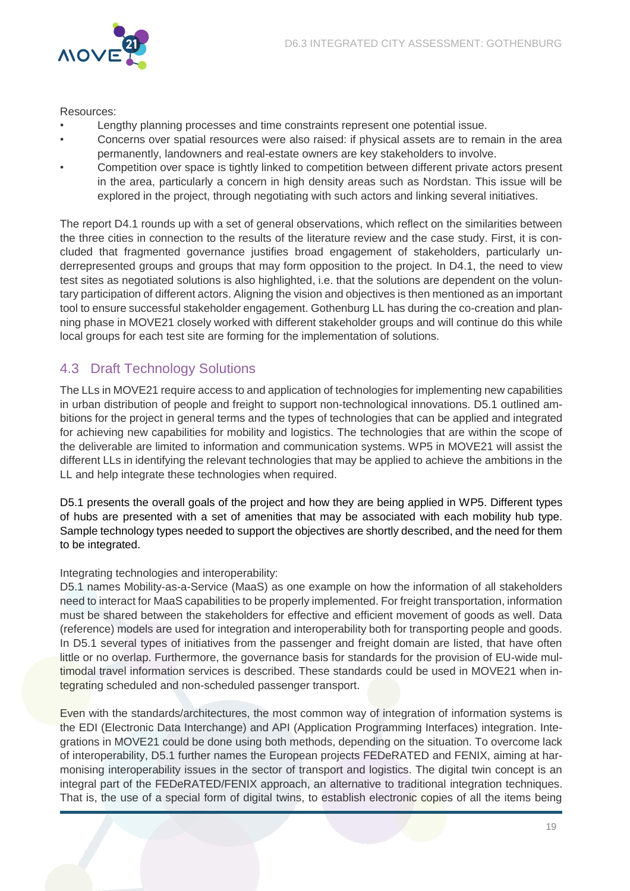Resources:

- Lengthy planning processes and time constraints represent one potential issue.
- Concerns over spatial resources were also raised: if physical assets are to remain in the area permanently, landowners and real-estate owners are key stakeholders to involve.
- Competition over space is tightly linked to competition between different private actors present in the area, particularly a concern in high density areas such as Nordstan. This issue will be explored in the project, through negotiating with such actors and linking several initiatives.

The report D4.1 rounds up with a set of general observations, which reflect on the similarities between the three cities in connection to the results of the literature review and the case study. First, it is concluded that fragmented governance justifies broad engagement of stakeholders, particularly underrepresented groups and groups that may form opposition to the project. In D4.1, the need to view test sites as negotiated solutions is also highlighted, i.e. that the solutions are dependent on the voluntary participation of different actors. Aligning the vision and objectives is then mentioned as an important tool to ensure successful stakeholder engagement. Gothenburg LL has during the co-creation and planning phase in MOVE21 closely worked with different stakeholder groups and will continue do this while local groups for each test site are forming for the implementation of solutions.

## 4.3 Draft Technology Solutions

The LLs in MOVE21 require access to and application of technologies for implementing new capabilities in urban distribution of people and freight to support non-technological innovations. D5.1 outlined ambitions for the project in general terms and the types of technologies that can be applied and integrated for achieving new capabilities for mobility and logistics. The technologies that are within the scope of the deliverable are limited to information and communication systems. WP5 in MOVE21 will assist the different LLs in identifying the relevant technologies that may be applied to achieve the ambitions in the LL and help integrate these technologies when required.

D5.1 presents the overall goals of the project and how they are being applied in WP5. Different types of hubs are presented with a set of amenities that may be associated with each mobility hub type. Sample technology types needed to support the objectives are shortly described, and the need for them to be integrated.

Integrating technologies and interoperability:
D5.1 names Mobility-as-a-Service (MaaS) as one example on how the information of all stakeholders need to interact for MaaS capabilities to be properly implemented. For freight transportation, information must be shared between the stakeholders for effective and efficient movement of goods as well. Data (reference) models are used for integration and interoperability both for transporting people and goods. In D5.1 several types of initiatives from the passenger and freight domain are listed, that have often little or no overlap. Furthermore, the governance basis for standards for the provision of EU-wide multimodal travel information services is described. These standards could be used in MOVE21 when integrating scheduled and non-scheduled passenger transport.

Even with the standards/architectures, the most common way of integration of information systems is the EDI (Electronic Data Interchange) and API (Application Programming Interfaces) integration. Integrations in MOVE21 could be done using both methods, depending on the situation. To overcome lack of interoperability, D5.1 further names the European projects FEDeRATED and FENIX, aiming at harmonising interoperability issues in the sector of transport and logistics. The digital twin concept is an integral part of the FEDeRATED/FENIX approach, an alternative to traditional integration techniques. That is, the use of a special form of digital twins, to establish electronic copies of all the items being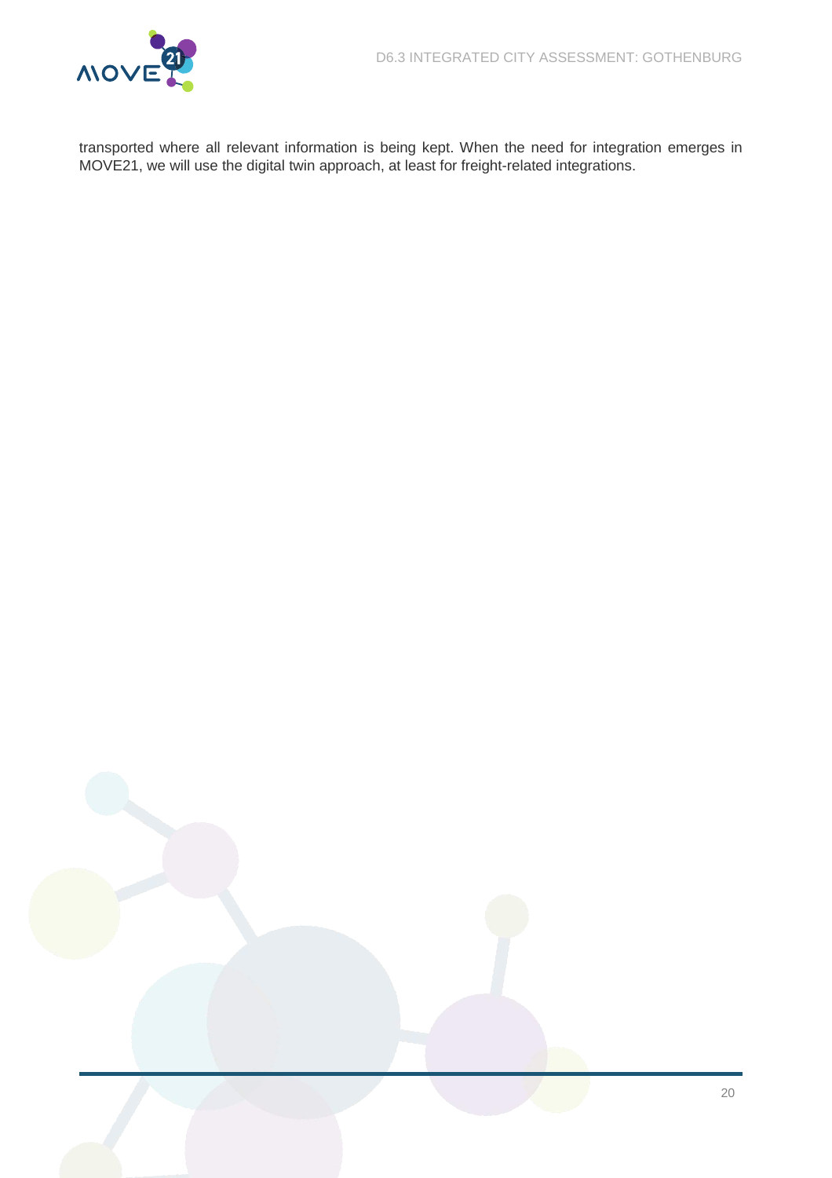transported where all relevant information is being kept. When the need for integration emerges in MOVE21, we will use the digital twin approach, at least for freight-related integrations.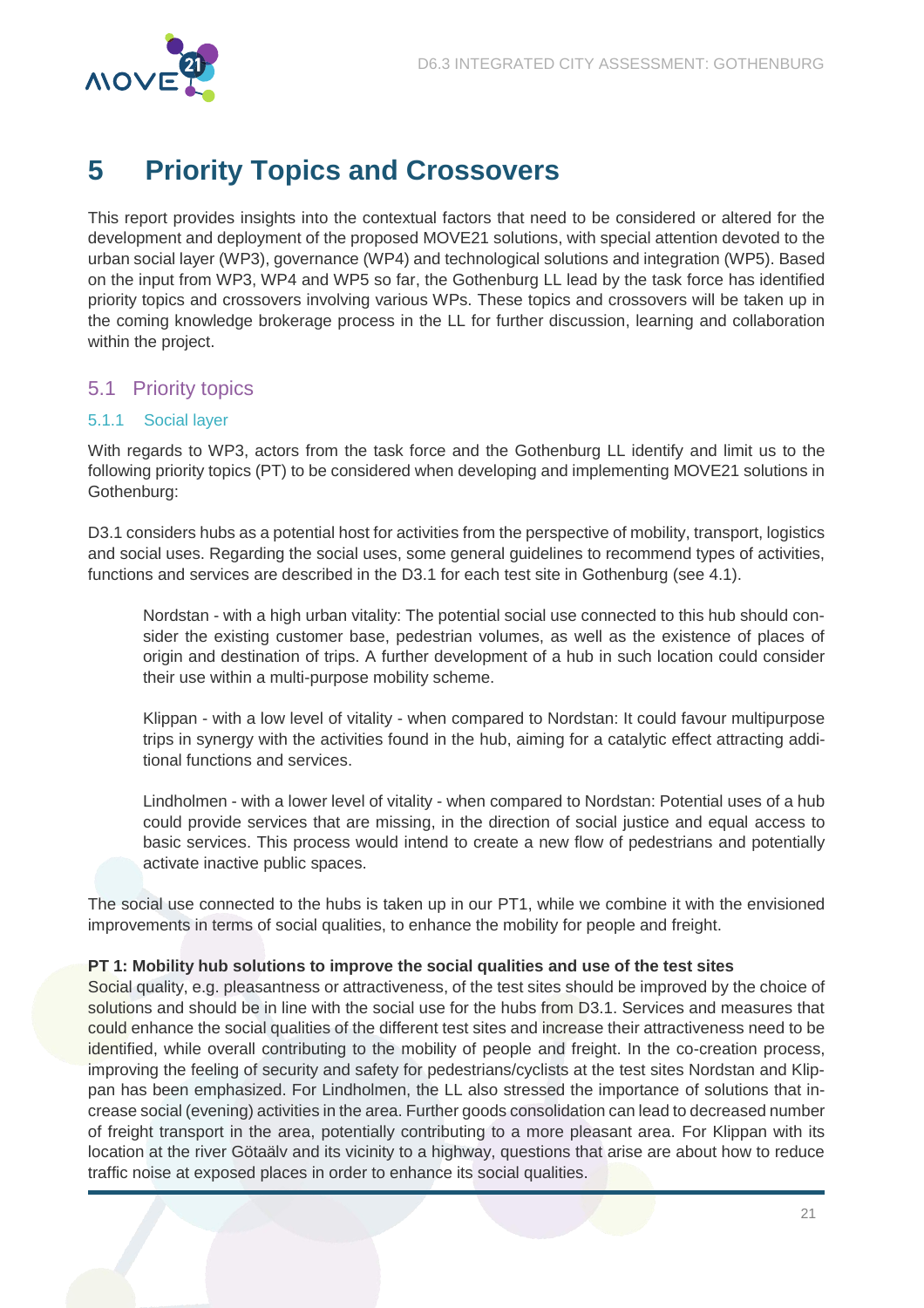# 5 Priority Topics and Crossovers

This report provides insights into the contextual factors that need to be considered or altered for the development and deployment of the proposed MOVE21 solutions, with special attention devoted to the urban social layer (WP3), governance (WP4) and technological solutions and integration (WP5). Based on the input from WP3, WP4 and WP5 so far, the Gothenburg LL lead by the task force has identified priority topics and crossovers involving various WPs. These topics and crossovers will be taken up in the coming knowledge brokerage process in the LL for further discussion, learning and collaboration within the project.

## 5.1 Priority topics

### 5.1.1 Social layer

With regards to WP3, actors from the task force and the Gothenburg LL identify and limit us to the following priority topics (PT) to be considered when developing and implementing MOVE21 solutions in Gothenburg:

D3.1 considers hubs as a potential host for activities from the perspective of mobility, transport, logistics and social uses. Regarding the social uses, some general guidelines to recommend types of activities, functions and services are described in the D3.1 for each test site in Gothenburg (see 4.1).

> Nordstan - with a high urban vitality: The potential social use connected to this hub should consider the existing customer base, pedestrian volumes, as well as the existence of places of origin and destination of trips. A further development of a hub in such location could consider their use within a multi-purpose mobility scheme.
>
> Klippan - with a low level of vitality - when compared to Nordstan: It could favour multipurpose trips in synergy with the activities found in the hub, aiming for a catalytic effect attracting additional functions and services.
>
> Lindholmen - with a lower level of vitality - when compared to Nordstan: Potential uses of a hub could provide services that are missing, in the direction of social justice and equal access to basic services. This process would intend to create a new flow of pedestrians and potentially activate inactive public spaces.

The social use connected to the hubs is taken up in our PT1, while we combine it with the envisioned improvements in terms of social qualities, to enhance the mobility for people and freight.

**PT 1: Mobility hub solutions to improve the social qualities and use of the test sites**
Social quality, e.g. pleasantness or attractiveness, of the test sites should be improved by the choice of solutions and should be in line with the social use for the hubs from D3.1. Services and measures that could enhance the social qualities of the different test sites and increase their attractiveness need to be identified, while overall contributing to the mobility of people and freight. In the co-creation process, improving the feeling of security and safety for pedestrians/cyclists at the test sites Nordstan and Klippan has been emphasized. For Lindholmen, the LL also stressed the importance of solutions that increase social (evening) activities in the area. Further goods consolidation can lead to decreased number of freight transport in the area, potentially contributing to a more pleasant area. For Klippan with its location at the river Götaälv and its vicinity to a highway, questions that arise are about how to reduce traffic noise at exposed places in order to enhance its social qualities.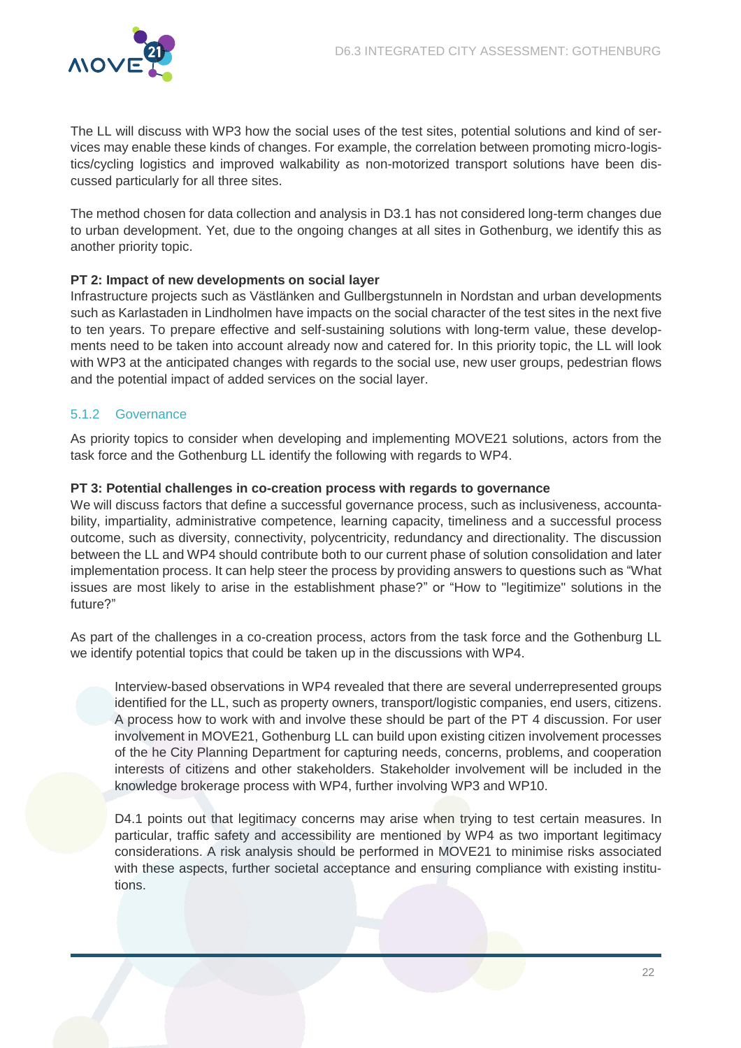The LL will discuss with WP3 how the social uses of the test sites, potential solutions and kind of services may enable these kinds of changes. For example, the correlation between promoting micro-logistics/cycling logistics and improved walkability as non-motorized transport solutions have been discussed particularly for all three sites.

The method chosen for data collection and analysis in D3.1 has not considered long-term changes due to urban development. Yet, due to the ongoing changes at all sites in Gothenburg, we identify this as another priority topic.

**PT 2: Impact of new developments on social layer**
Infrastructure projects such as Västlänken and Gullbergstunneln in Nordstan and urban developments such as Karlastaden in Lindholmen have impacts on the social character of the test sites in the next five to ten years. To prepare effective and self-sustaining solutions with long-term value, these developments need to be taken into account already now and catered for. In this priority topic, the LL will look with WP3 at the anticipated changes with regards to the social use, new user groups, pedestrian flows and the potential impact of added services on the social layer.

### 5.1.2 Governance

As priority topics to consider when developing and implementing MOVE21 solutions, actors from the task force and the Gothenburg LL identify the following with regards to WP4.

**PT 3: Potential challenges in co-creation process with regards to governance**
We will discuss factors that define a successful governance process, such as inclusiveness, accountability, impartiality, administrative competence, learning capacity, timeliness and a successful process outcome, such as diversity, connectivity, polycentricity, redundancy and directionality. The discussion between the LL and WP4 should contribute both to our current phase of solution consolidation and later implementation process. It can help steer the process by providing answers to questions such as "What issues are most likely to arise in the establishment phase?" or "How to "legitimize" solutions in the future?"

As part of the challenges in a co-creation process, actors from the task force and the Gothenburg LL we identify potential topics that could be taken up in the discussions with WP4.

> Interview-based observations in WP4 revealed that there are several underrepresented groups identified for the LL, such as property owners, transport/logistic companies, end users, citizens. A process how to work with and involve these should be part of the PT 4 discussion. For user involvement in MOVE21, Gothenburg LL can build upon existing citizen involvement processes of the he City Planning Department for capturing needs, concerns, problems, and cooperation interests of citizens and other stakeholders. Stakeholder involvement will be included in the knowledge brokerage process with WP4, further involving WP3 and WP10.
>
> D4.1 points out that legitimacy concerns may arise when trying to test certain measures. In particular, traffic safety and accessibility are mentioned by WP4 as two important legitimacy considerations. A risk analysis should be performed in MOVE21 to minimise risks associated with these aspects, further societal acceptance and ensuring compliance with existing institutions.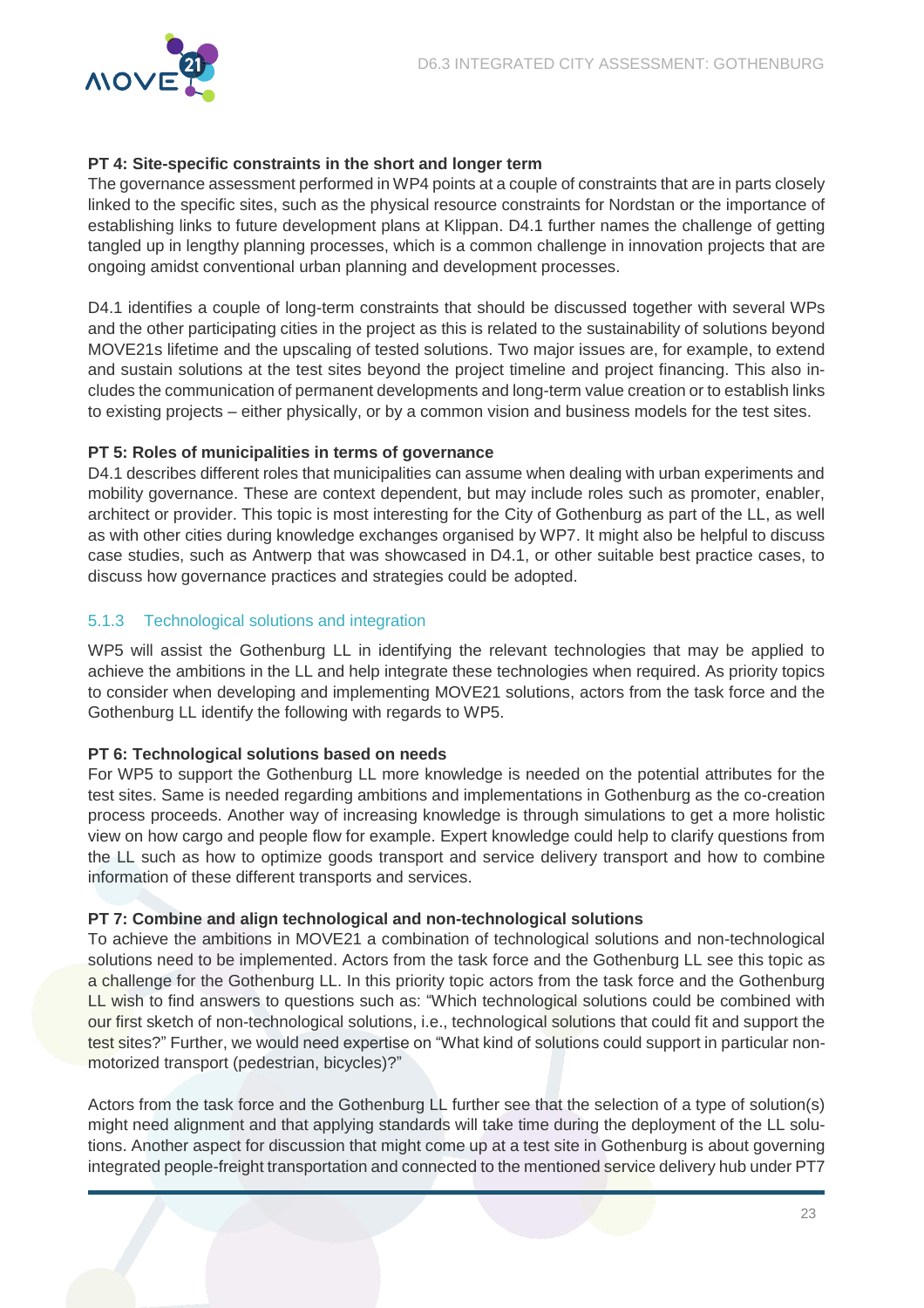**PT 4: Site-specific constraints in the short and longer term**

The governance assessment performed in WP4 points at a couple of constraints that are in parts closely linked to the specific sites, such as the physical resource constraints for Nordstan or the importance of establishing links to future development plans at Klippan. D4.1 further names the challenge of getting tangled up in lengthy planning processes, which is a common challenge in innovation projects that are ongoing amidst conventional urban planning and development processes.

D4.1 identifies a couple of long-term constraints that should be discussed together with several WPs and the other participating cities in the project as this is related to the sustainability of solutions beyond MOVE21s lifetime and the upscaling of tested solutions. Two major issues are, for example, to extend and sustain solutions at the test sites beyond the project timeline and project financing. This also includes the communication of permanent developments and long-term value creation or to establish links to existing projects – either physically, or by a common vision and business models for the test sites.

**PT 5: Roles of municipalities in terms of governance**

D4.1 describes different roles that municipalities can assume when dealing with urban experiments and mobility governance. These are context dependent, but may include roles such as promoter, enabler, architect or provider. This topic is most interesting for the City of Gothenburg as part of the LL, as well as with other cities during knowledge exchanges organised by WP7. It might also be helpful to discuss case studies, such as Antwerp that was showcased in D4.1, or other suitable best practice cases, to discuss how governance practices and strategies could be adopted.

### 5.1.3 Technological solutions and integration

WP5 will assist the Gothenburg LL in identifying the relevant technologies that may be applied to achieve the ambitions in the LL and help integrate these technologies when required. As priority topics to consider when developing and implementing MOVE21 solutions, actors from the task force and the Gothenburg LL identify the following with regards to WP5.

**PT 6: Technological solutions based on needs**

For WP5 to support the Gothenburg LL more knowledge is needed on the potential attributes for the test sites. Same is needed regarding ambitions and implementations in Gothenburg as the co-creation process proceeds. Another way of increasing knowledge is through simulations to get a more holistic view on how cargo and people flow for example. Expert knowledge could help to clarify questions from the LL such as how to optimize goods transport and service delivery transport and how to combine information of these different transports and services.

**PT 7: Combine and align technological and non-technological solutions**

To achieve the ambitions in MOVE21 a combination of technological solutions and non-technological solutions need to be implemented. Actors from the task force and the Gothenburg LL see this topic as a challenge for the Gothenburg LL. In this priority topic actors from the task force and the Gothenburg LL wish to find answers to questions such as: "Which technological solutions could be combined with our first sketch of non-technological solutions, i.e., technological solutions that could fit and support the test sites?" Further, we would need expertise on "What kind of solutions could support in particular non-motorized transport (pedestrian, bicycles)?"

Actors from the task force and the Gothenburg LL further see that the selection of a type of solution(s) might need alignment and that applying standards will take time during the deployment of the LL solutions. Another aspect for discussion that might come up at a test site in Gothenburg is about governing integrated people-freight transportation and connected to the mentioned service delivery hub under PT7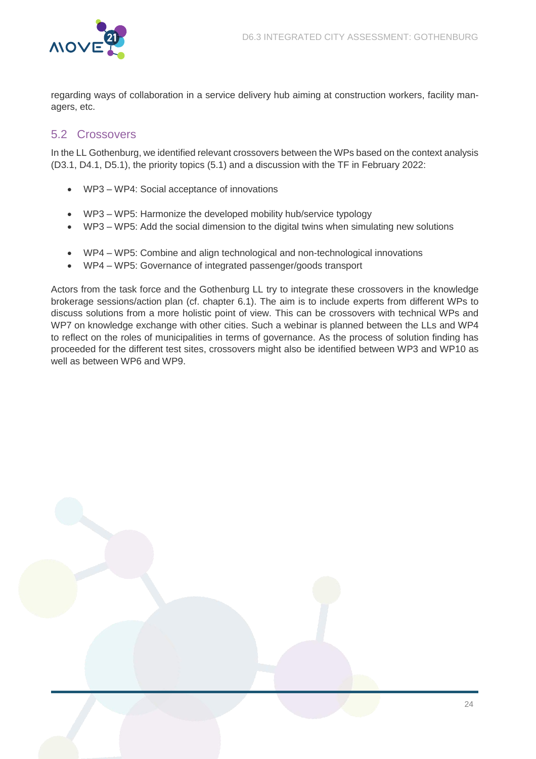regarding ways of collaboration in a service delivery hub aiming at construction workers, facility managers, etc.

## 5.2 Crossovers

In the LL Gothenburg, we identified relevant crossovers between the WPs based on the context analysis (D3.1, D4.1, D5.1), the priority topics (5.1) and a discussion with the TF in February 2022:

- WP3 – WP4: Social acceptance of innovations

- WP3 – WP5: Harmonize the developed mobility hub/service typology
- WP3 – WP5: Add the social dimension to the digital twins when simulating new solutions

- WP4 – WP5: Combine and align technological and non-technological innovations
- WP4 – WP5: Governance of integrated passenger/goods transport

Actors from the task force and the Gothenburg LL try to integrate these crossovers in the knowledge brokerage sessions/action plan (cf. chapter 6.1). The aim is to include experts from different WPs to discuss solutions from a more holistic point of view. This can be crossovers with technical WPs and WP7 on knowledge exchange with other cities. Such a webinar is planned between the LLs and WP4 to reflect on the roles of municipalities in terms of governance. As the process of solution finding has proceeded for the different test sites, crossovers might also be identified between WP3 and WP10 as well as between WP6 and WP9.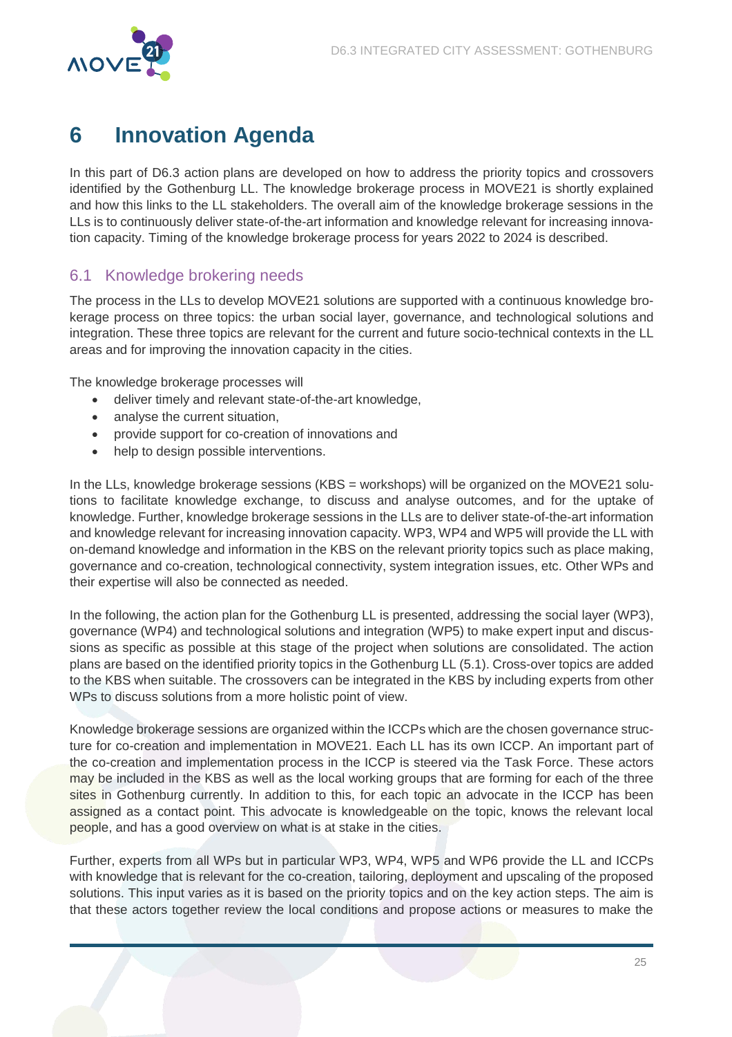# 6 Innovation Agenda

In this part of D6.3 action plans are developed on how to address the priority topics and crossovers identified by the Gothenburg LL. The knowledge brokerage process in MOVE21 is shortly explained and how this links to the LL stakeholders. The overall aim of the knowledge brokerage sessions in the LLs is to continuously deliver state-of-the-art information and knowledge relevant for increasing innovation capacity. Timing of the knowledge brokerage process for years 2022 to 2024 is described.

## 6.1 Knowledge brokering needs

The process in the LLs to develop MOVE21 solutions are supported with a continuous knowledge brokerage process on three topics: the urban social layer, governance, and technological solutions and integration. These three topics are relevant for the current and future socio-technical contexts in the LL areas and for improving the innovation capacity in the cities.

The knowledge brokerage processes will

- deliver timely and relevant state-of-the-art knowledge,
- analyse the current situation,
- provide support for co-creation of innovations and
- help to design possible interventions.

In the LLs, knowledge brokerage sessions (KBS = workshops) will be organized on the MOVE21 solutions to facilitate knowledge exchange, to discuss and analyse outcomes, and for the uptake of knowledge. Further, knowledge brokerage sessions in the LLs are to deliver state-of-the-art information and knowledge relevant for increasing innovation capacity. WP3, WP4 and WP5 will provide the LL with on-demand knowledge and information in the KBS on the relevant priority topics such as place making, governance and co-creation, technological connectivity, system integration issues, etc. Other WPs and their expertise will also be connected as needed.

In the following, the action plan for the Gothenburg LL is presented, addressing the social layer (WP3), governance (WP4) and technological solutions and integration (WP5) to make expert input and discussions as specific as possible at this stage of the project when solutions are consolidated. The action plans are based on the identified priority topics in the Gothenburg LL (5.1). Cross-over topics are added to the KBS when suitable. The crossovers can be integrated in the KBS by including experts from other WPs to discuss solutions from a more holistic point of view.

Knowledge brokerage sessions are organized within the ICCPs which are the chosen governance structure for co-creation and implementation in MOVE21. Each LL has its own ICCP. An important part of the co-creation and implementation process in the ICCP is steered via the Task Force. These actors may be included in the KBS as well as the local working groups that are forming for each of the three sites in Gothenburg currently. In addition to this, for each topic an advocate in the ICCP has been assigned as a contact point. This advocate is knowledgeable on the topic, knows the relevant local people, and has a good overview on what is at stake in the cities.

Further, experts from all WPs but in particular WP3, WP4, WP5 and WP6 provide the LL and ICCPs with knowledge that is relevant for the co-creation, tailoring, deployment and upscaling of the proposed solutions. This input varies as it is based on the priority topics and on the key action steps. The aim is that these actors together review the local conditions and propose actions or measures to make the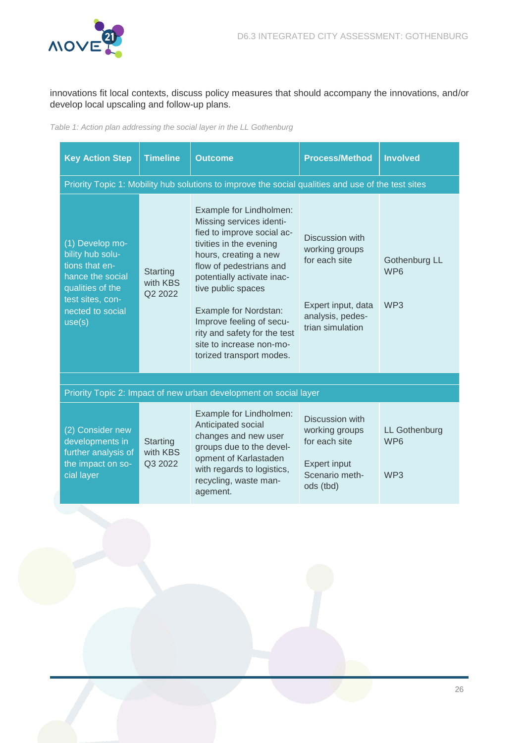innovations fit local contexts, discuss policy measures that should accompany the innovations, and/or develop local upscaling and follow-up plans.

*Table 1: Action plan addressing the social layer in the LL Gothenburg*

| Key Action Step | Timeline | Outcome | Process/Method | Involved |
|---|---|---|---|---|
| Priority Topic 1: Mobility hub solutions to improve the social qualities and use of the test sites | | | | |
| (1) Develop mobility hub solutions that enhance the social qualities of the test sites, connected to social use(s) | Starting with KBS Q2 2022 | Example for Lindholmen: Missing services identified to improve social activities in the evening hours, creating a new flow of pedestrians and potentially activate inactive public spaces<br><br>Example for Nordstan: Improve feeling of security and safety for the test site to increase non-motorized transport modes. | Discussion with working groups for each site<br><br>Expert input, data analysis, pedestrian simulation | Gothenburg LL WP6<br><br>WP3 |
| Priority Topic 2: Impact of new urban development on social layer | | | | |
| (2) Consider new developments in further analysis of the impact on social layer | Starting with KBS Q3 2022 | Example for Lindholmen: Anticipated social changes and new user groups due to the development of Karlastaden with regards to logistics, recycling, waste management. | Discussion with working groups for each site<br><br>Expert input Scenario methods (tbd) | LL Gothenburg WP6<br><br>WP3 |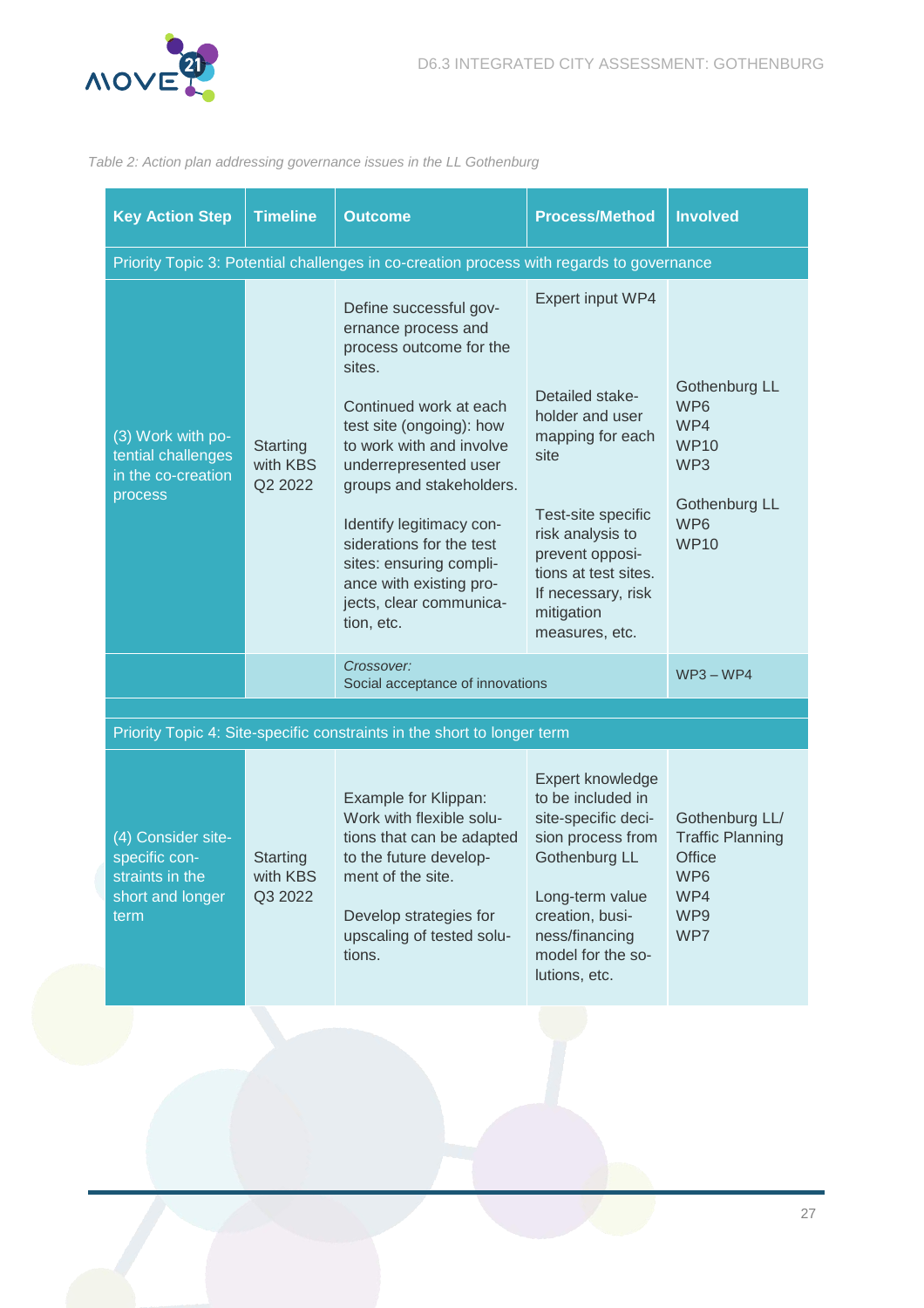*Table 2: Action plan addressing governance issues in the LL Gothenburg*

| Key Action Step | Timeline | Outcome | Process/Method | Involved |
|---|---|---|---|---|
| Priority Topic 3: Potential challenges in co-creation process with regards to governance | | | | |
| (3) Work with potential challenges in the co-creation process | Starting with KBS Q2 2022 | Define successful governance process and process outcome for the sites.<br><br>Continued work at each test site (ongoing): how to work with and involve underrepresented user groups and stakeholders.<br><br>Identify legitimacy considerations for the test sites: ensuring compliance with existing projects, clear communication, etc. | Expert input WP4<br><br>Detailed stakeholder and user mapping for each site<br><br>Test-site specific risk analysis to prevent oppositions at test sites. If necessary, risk mitigation measures, etc. | Gothenburg LL<br>WP6<br>WP4<br>WP10<br>WP3<br><br>Gothenburg LL<br>WP6<br>WP10 |
| | | *Crossover:*<br>Social acceptance of innovations | | WP3 – WP4 |
| Priority Topic 4: Site-specific constraints in the short to longer term | | | | |
| (4) Consider site-specific constraints in the short and longer term | Starting with KBS Q3 2022 | Example for Klippan: Work with flexible solutions that can be adapted to the future development of the site.<br><br>Develop strategies for upscaling of tested solutions. | Expert knowledge to be included in site-specific decision process from Gothenburg LL<br><br>Long-term value creation, business/financing model for the solutions, etc. | Gothenburg LL/ Traffic Planning Office<br>WP6<br>WP4<br>WP9<br>WP7 |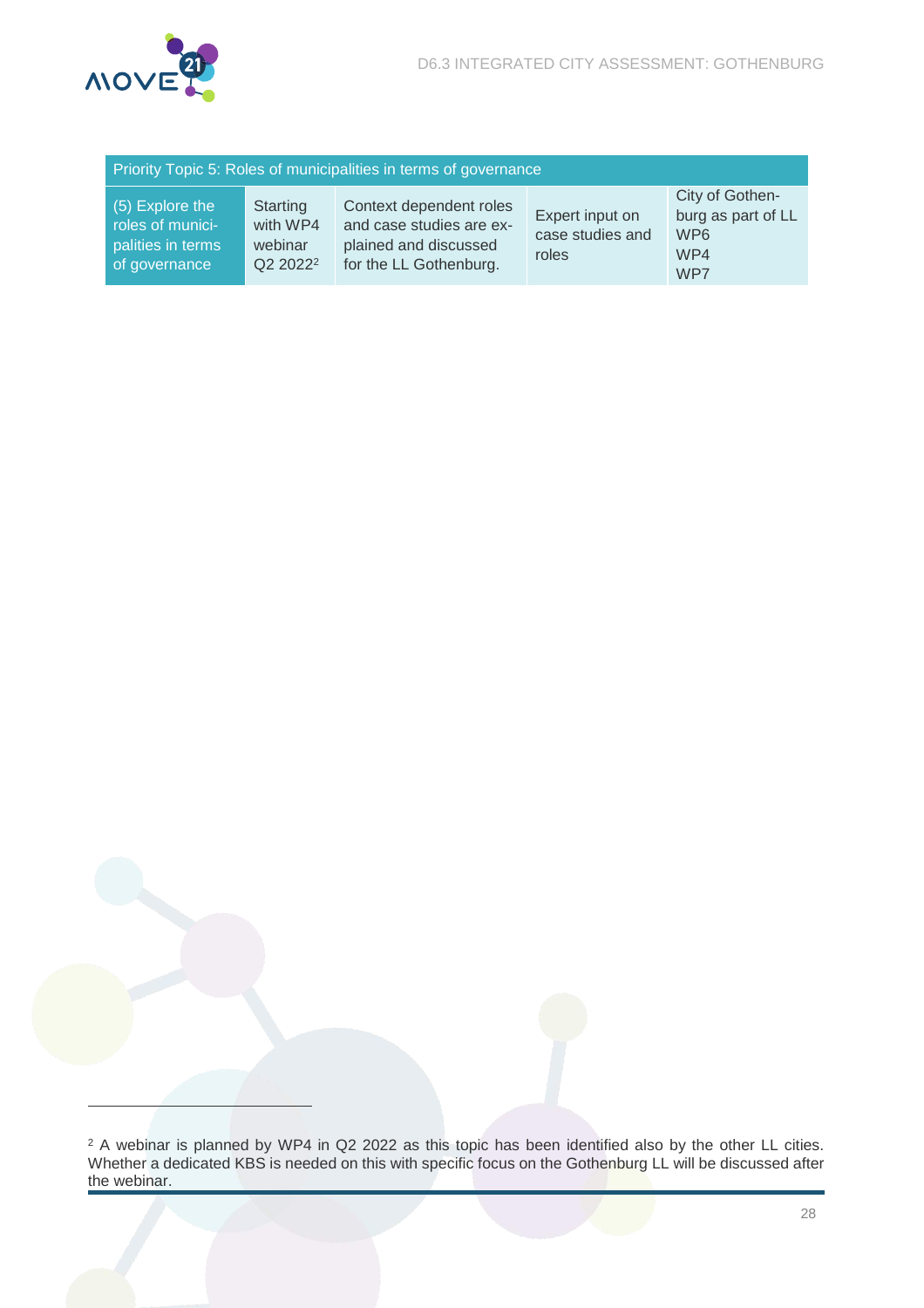| Priority Topic 5: Roles of municipalities in terms of governance | | | | |
|---|---|---|---|---|
| (5) Explore the roles of municipalities in terms of governance | Starting with WP4 webinar Q2 2022[2] | Context dependent roles and case studies are explained and discussed for the LL Gothenburg. | Expert input on case studies and roles | City of Gothenburg as part of LL WP6 WP4 WP7 |

[2] A webinar is planned by WP4 in Q2 2022 as this topic has been identified also by the other LL cities. Whether a dedicated KBS is needed on this with specific focus on the Gothenburg LL will be discussed after the webinar.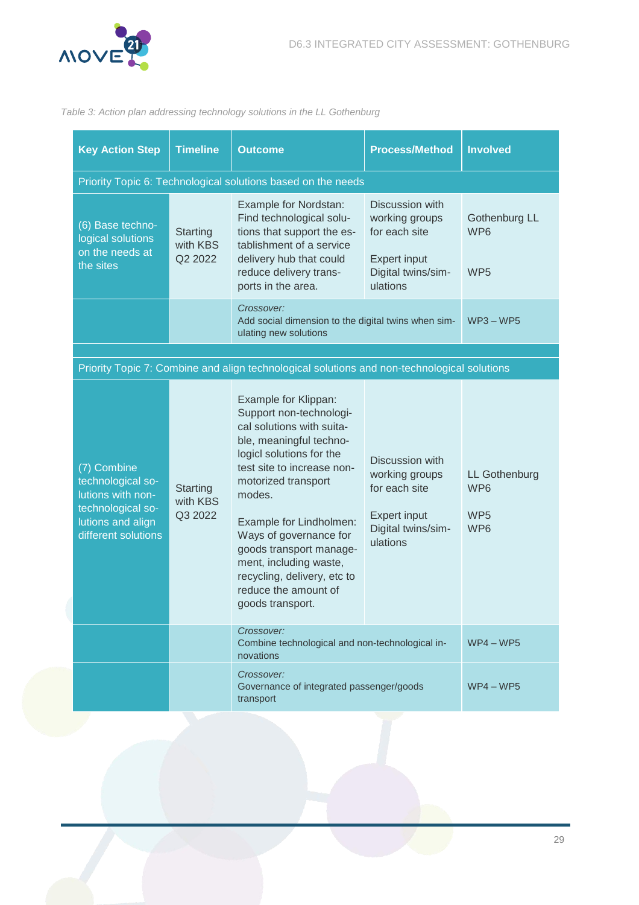*Table 3: Action plan addressing technology solutions in the LL Gothenburg*

| Key Action Step | Timeline | Outcome | Process/Method | Involved |
| --- | --- | --- | --- | --- |
| Priority Topic 6: Technological solutions based on the needs | | | | |
| (6) Base technological solutions on the needs at the sites | Starting with KBS Q2 2022 | Example for Nordstan: Find technological solutions that support the establishment of a service delivery hub that could reduce delivery transports in the area. | Discussion with working groups for each site<br><br>Expert input Digital twins/simulations | Gothenburg LL WP6<br><br>WP5 |
| | | *Crossover:* Add social dimension to the digital twins when simulating new solutions | | WP3 – WP5 |
| Priority Topic 7: Combine and align technological solutions and non-technological solutions | | | | |
| (7) Combine technological solutions with non-technological solutions and align different solutions | Starting with KBS Q3 2022 | Example for Klippan: Support non-technological solutions with suitable, meaningful technologicl solutions for the test site to increase non-motorized transport modes.<br><br>Example for Lindholmen: Ways of governance for goods transport management, including waste, recycling, delivery, etc to reduce the amount of goods transport. | Discussion with working groups for each site<br><br>Expert input Digital twins/simulations | LL Gothenburg WP6<br><br>WP5<br>WP6 |
| | | *Crossover:* Combine technological and non-technological innovations | | WP4 – WP5 |
| | | *Crossover:* Governance of integrated passenger/goods transport | | WP4 – WP5 |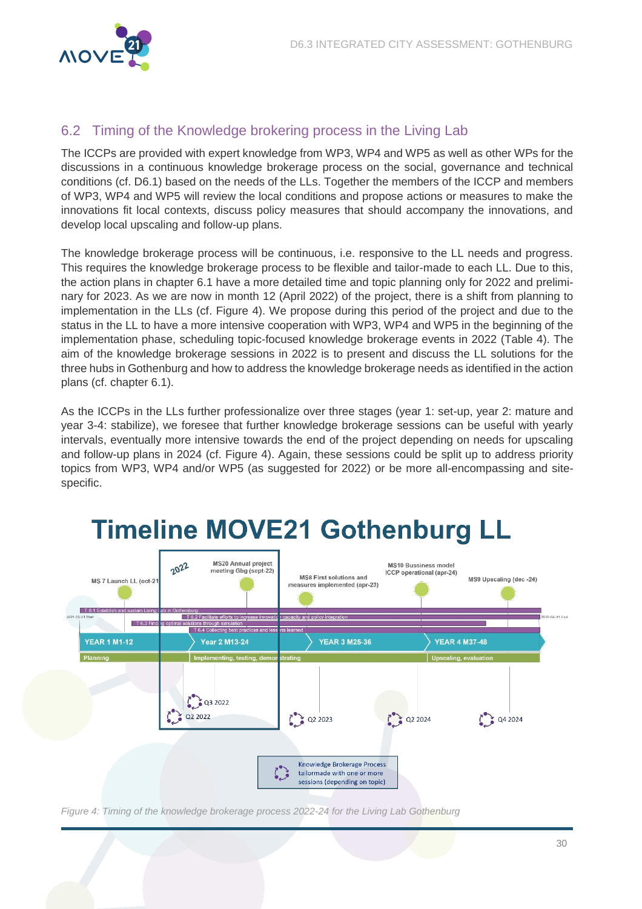## 6.2 Timing of the Knowledge brokering process in the Living Lab

The ICCPs are provided with expert knowledge from WP3, WP4 and WP5 as well as other WPs for the discussions in a continuous knowledge brokerage process on the social, governance and technical conditions (cf. D6.1) based on the needs of the LLs. Together the members of the ICCP and members of WP3, WP4 and WP5 will review the local conditions and propose actions or measures to make the innovations fit local contexts, discuss policy measures that should accompany the innovations, and develop local upscaling and follow-up plans.

The knowledge brokerage process will be continuous, i.e. responsive to the LL needs and progress. This requires the knowledge brokerage process to be flexible and tailor-made to each LL. Due to this, the action plans in chapter 6.1 have a more detailed time and topic planning only for 2022 and preliminary for 2023. As we are now in month 12 (April 2022) of the project, there is a shift from planning to implementation in the LLs (cf. Figure 4). We propose during this period of the project and due to the status in the LL to have a more intensive cooperation with WP3, WP4 and WP5 in the beginning of the implementation phase, scheduling topic-focused knowledge brokerage events in 2022 (Table 4). The aim of the knowledge brokerage sessions in 2022 is to present and discuss the LL solutions for the three hubs in Gothenburg and how to address the knowledge brokerage needs as identified in the action plans (cf. chapter 6.1).

As the ICCPs in the LLs further professionalize over three stages (year 1: set-up, year 2: mature and year 3-4: stabilize), we foresee that further knowledge brokerage sessions can be useful with yearly intervals, eventually more intensive towards the end of the project depending on needs for upscaling and follow-up plans in 2024 (cf. Figure 4). Again, these sessions could be split up to address priority topics from WP3, WP4 and/or WP5 (as suggested for 2022) or be more all-encompassing and site-specific.

**Timeline MOVE21 Gothenburg LL**

2022

MS 7 Launch LL (oct-21) | MS20 Annual project meeting Gbg (sept-22) | MS8 First solutions and measures implemented (apr-23) | MS10 Bussiness model ICCP operational (apr-24) | MS9 Upscaling (dec -24)

2021-05-01 Start | 2025-04-01 End

T 6.1 Establish and sustain Living Lab in Gothenburg
T 6.2 Facilitate efforts to increase innovation capacity and policy integration
T 6.3 Finding optimal solutions through simulation
T 6.4 Collecting best practices and lessons learned

YEAR 1 M1-12 | Year 2 M13-24 | YEAR 3 M25-36 | YEAR 4 M37-48

Planning | Implementing, testing, demonstrating | Upscaling, evaluation

Q2 2022 | Q3 2022 | Q2 2023 | Q2 2024 | Q4 2024

Knowledge Brokerage Process tailormade with one or more sessions (depending on topic)

*Figure 4: Timing of the knowledge brokerage process 2022-24 for the Living Lab Gothenburg*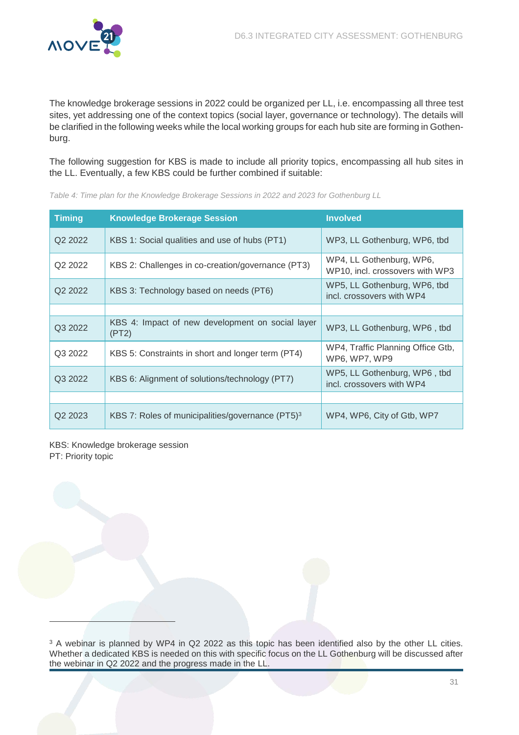The knowledge brokerage sessions in 2022 could be organized per LL, i.e. encompassing all three test sites, yet addressing one of the context topics (social layer, governance or technology). The details will be clarified in the following weeks while the local working groups for each hub site are forming in Gothenburg.

The following suggestion for KBS is made to include all priority topics, encompassing all hub sites in the LL. Eventually, a few KBS could be further combined if suitable:

*Table 4: Time plan for the Knowledge Brokerage Sessions in 2022 and 2023 for Gothenburg LL*

| Timing | Knowledge Brokerage Session | Involved |
|---|---|---|
| Q2 2022 | KBS 1: Social qualities and use of hubs (PT1) | WP3, LL Gothenburg, WP6, tbd |
| Q2 2022 | KBS 2: Challenges in co-creation/governance (PT3) | WP4, LL Gothenburg, WP6, WP10, incl. crossovers with WP3 |
| Q2 2022 | KBS 3: Technology based on needs (PT6) | WP5, LL Gothenburg, WP6, tbd incl. crossovers with WP4 |
| | | |
| Q3 2022 | KBS 4: Impact of new development on social layer (PT2) | WP3, LL Gothenburg, WP6 , tbd |
| Q3 2022 | KBS 5: Constraints in short and longer term (PT4) | WP4, Traffic Planning Office Gtb, WP6, WP7, WP9 |
| Q3 2022 | KBS 6: Alignment of solutions/technology (PT7) | WP5, LL Gothenburg, WP6 , tbd incl. crossovers with WP4 |
| | | |
| Q2 2023 | KBS 7: Roles of municipalities/governance (PT5)[3] | WP4, WP6, City of Gtb, WP7 |

KBS: Knowledge brokerage session
PT: Priority topic

[3] A webinar is planned by WP4 in Q2 2022 as this topic has been identified also by the other LL cities. Whether a dedicated KBS is needed on this with specific focus on the LL Gothenburg will be discussed after the webinar in Q2 2022 and the progress made in the LL.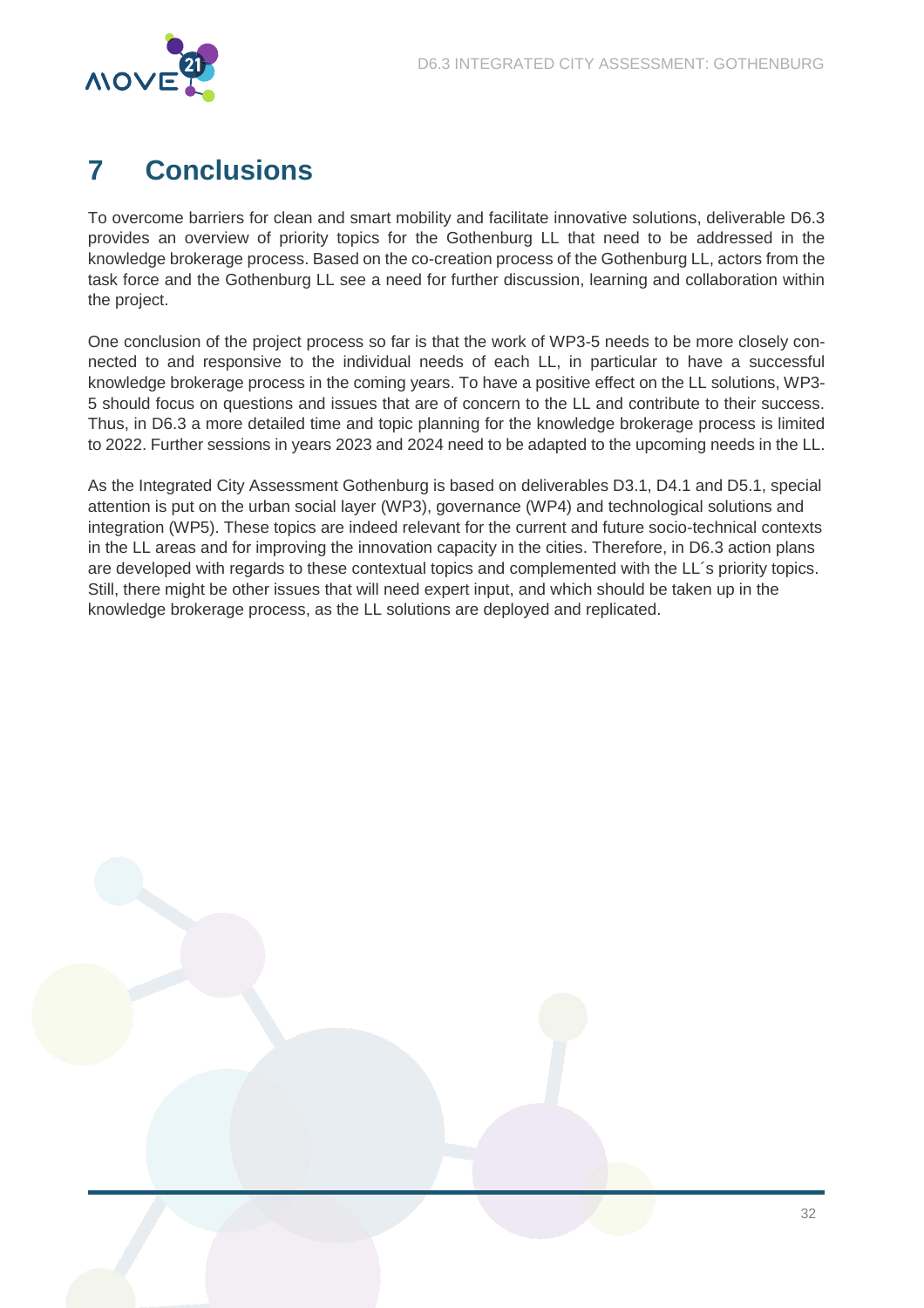# 7 Conclusions

To overcome barriers for clean and smart mobility and facilitate innovative solutions, deliverable D6.3 provides an overview of priority topics for the Gothenburg LL that need to be addressed in the knowledge brokerage process. Based on the co-creation process of the Gothenburg LL, actors from the task force and the Gothenburg LL see a need for further discussion, learning and collaboration within the project.

One conclusion of the project process so far is that the work of WP3-5 needs to be more closely connected to and responsive to the individual needs of each LL, in particular to have a successful knowledge brokerage process in the coming years. To have a positive effect on the LL solutions, WP3-5 should focus on questions and issues that are of concern to the LL and contribute to their success. Thus, in D6.3 a more detailed time and topic planning for the knowledge brokerage process is limited to 2022. Further sessions in years 2023 and 2024 need to be adapted to the upcoming needs in the LL.

As the Integrated City Assessment Gothenburg is based on deliverables D3.1, D4.1 and D5.1, special attention is put on the urban social layer (WP3), governance (WP4) and technological solutions and integration (WP5). These topics are indeed relevant for the current and future socio-technical contexts in the LL areas and for improving the innovation capacity in the cities. Therefore, in D6.3 action plans are developed with regards to these contextual topics and complemented with the LL´s priority topics. Still, there might be other issues that will need expert input, and which should be taken up in the knowledge brokerage process, as the LL solutions are deployed and replicated.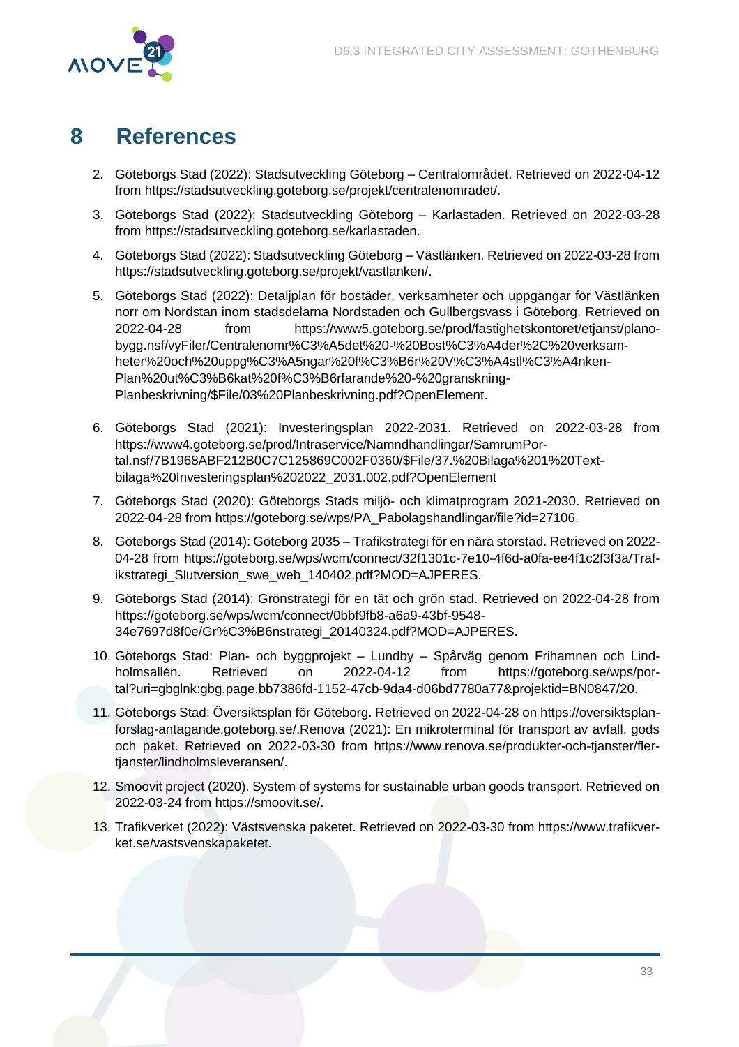# 8 References

2. Göteborgs Stad (2022): Stadsutveckling Göteborg – Centralområdet. Retrieved on 2022-04-12 from https://stadsutveckling.goteborg.se/projekt/centralenomradet/.
3. Göteborgs Stad (2022): Stadsutveckling Göteborg – Karlastaden. Retrieved on 2022-03-28 from https://stadsutveckling.goteborg.se/karlastaden.
4. Göteborgs Stad (2022): Stadsutveckling Göteborg – Västlänken. Retrieved on 2022-03-28 from https://stadsutveckling.goteborg.se/projekt/vastlanken/.
5. Göteborgs Stad (2022): Detaljplan för bostäder, verksamheter och uppgångar för Västlänken norr om Nordstan inom stadsdelarna Nordstaden och Gullbergsvass i Göteborg. Retrieved on 2022-04-28 from https://www5.goteborg.se/prod/fastighetskontoret/etjanst/planobygg.nsf/vyFiler/Centralenomr%C3%A5det%20-%20Bost%C3%A4der%2C%20verksamheter%20och%20uppg%C3%A5ngar%20f%C3%B6r%20V%C3%A4stl%C3%A4nken-Plan%20ut%C3%B6kat%20f%C3%B6rfarande%20-%20granskning-Planbeskrivning/$File/03%20Planbeskrivning.pdf?OpenElement.
6. Göteborgs Stad (2021): Investeringsplan 2022-2031. Retrieved on 2022-03-28 from https://www4.goteborg.se/prod/Intraservice/Namndhandlingar/SamrumPortal.nsf/7B1968ABF212B0C7C125869C002F0360/$File/37.%20Bilaga%201%20Textbilaga%20Investeringsplan%202022_2031.002.pdf?OpenElement
7. Göteborgs Stad (2020): Göteborgs Stads miljö- och klimatprogram 2021-2030. Retrieved on 2022-04-28 from https://goteborg.se/wps/PA_Pabolagshandlingar/file?id=27106.
8. Göteborgs Stad (2014): Göteborg 2035 – Trafikstrategi för en nära storstad. Retrieved on 2022-04-28 from https://goteborg.se/wps/wcm/connect/32f1301c-7e10-4f6d-a0fa-ee4f1c2f3f3a/Trafikstrategi_Slutversion_swe_web_140402.pdf?MOD=AJPERES.
9. Göteborgs Stad (2014): Grönstrategi för en tät och grön stad. Retrieved on 2022-04-28 from https://goteborg.se/wps/wcm/connect/0bbf9fb8-a6a9-43bf-9548-34e7697d8f0e/Gr%C3%B6nstrategi_20140324.pdf?MOD=AJPERES.
10. Göteborgs Stad: Plan- och byggprojekt – Lundby – Spårväg genom Frihamnen och Lindholmsallén. Retrieved on 2022-04-12 from https://goteborg.se/wps/portal?uri=gbglnk:gbg.page.bb7386fd-1152-47cb-9da4-d06bd7780a77&projektid=BN0847/20.
11. Göteborgs Stad: Översiktsplan för Göteborg. Retrieved on 2022-04-28 on https://oversiktsplanforslag-antagande.goteborg.se/.Renova (2021): En mikroterminal för transport av avfall, gods och paket. Retrieved on 2022-03-30 from https://www.renova.se/produkter-och-tjanster/flertjanster/lindholmsleveransen/.
12. Smoovit project (2020). System of systems for sustainable urban goods transport. Retrieved on 2022-03-24 from https://smoovit.se/.
13. Trafikverket (2022): Västsvenska paketet. Retrieved on 2022-03-30 from https://www.trafikverket.se/vastsvenskapaketet.